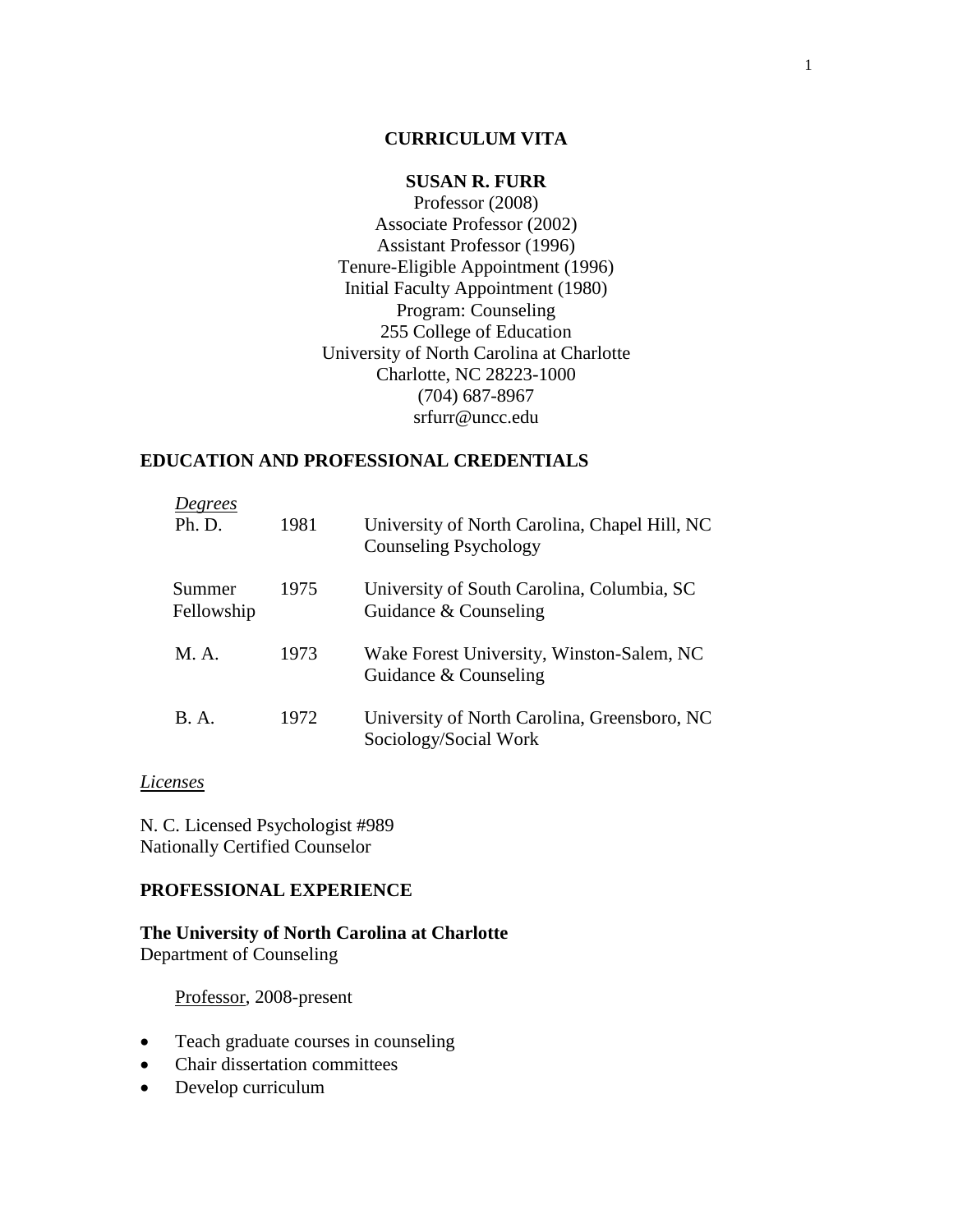# CURRICULUM VITA

**SUSAN R. FURR**

Professor (2008)
Associate Professor (2002)
Assistant Professor (1996)
Tenure-Eligible Appointment (1996)
Initial Faculty Appointment (1980)
Program: Counseling
255 College of Education
University of North Carolina at Charlotte
Charlotte, NC 28223-1000
(704) 687-8967
srfurr@uncc.edu

## EDUCATION AND PROFESSIONAL CREDENTIALS

*Degrees*

| | | |
|---|---|---|
| Ph. D. | 1981 | University of North Carolina, Chapel Hill, NC<br>Counseling Psychology |
| Summer Fellowship | 1975 | University of South Carolina, Columbia, SC<br>Guidance & Counseling |
| M. A. | 1973 | Wake Forest University, Winston-Salem, NC<br>Guidance & Counseling |
| B. A. | 1972 | University of North Carolina, Greensboro, NC<br>Sociology/Social Work |

*Licenses*

N. C. Licensed Psychologist #989
Nationally Certified Counselor

## PROFESSIONAL EXPERIENCE

**The University of North Carolina at Charlotte**
Department of Counseling

Professor, 2008-present

- Teach graduate courses in counseling
- Chair dissertation committees
- Develop curriculum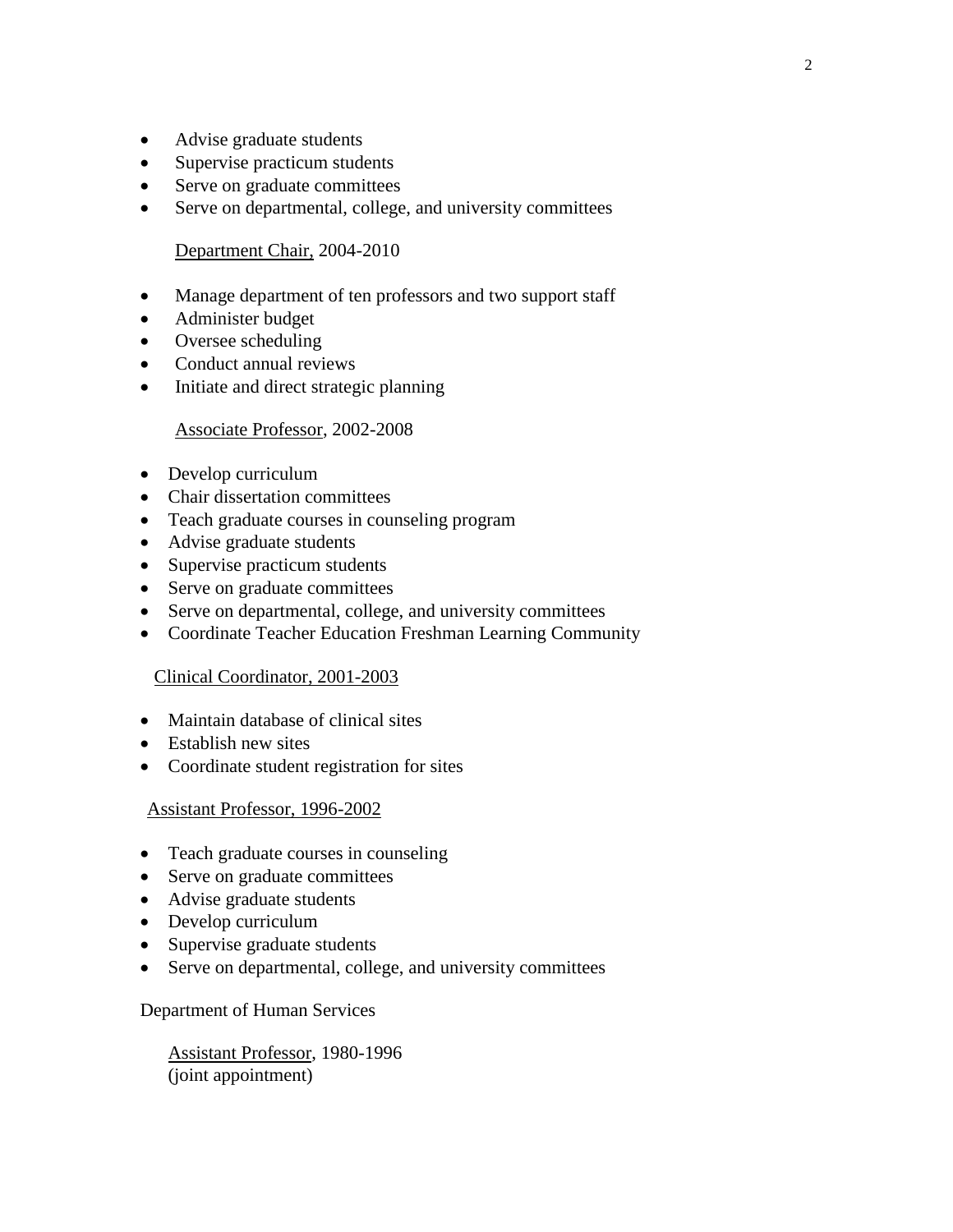- Advise graduate students
- Supervise practicum students
- Serve on graduate committees
- Serve on departmental, college, and university committees

Department Chair, 2004-2010

- Manage department of ten professors and two support staff
- Administer budget
- Oversee scheduling
- Conduct annual reviews
- Initiate and direct strategic planning

Associate Professor, 2002-2008

- Develop curriculum
- Chair dissertation committees
- Teach graduate courses in counseling program
- Advise graduate students
- Supervise practicum students
- Serve on graduate committees
- Serve on departmental, college, and university committees
- Coordinate Teacher Education Freshman Learning Community

Clinical Coordinator, 2001-2003

- Maintain database of clinical sites
- Establish new sites
- Coordinate student registration for sites

Assistant Professor, 1996-2002

- Teach graduate courses in counseling
- Serve on graduate committees
- Advise graduate students
- Develop curriculum
- Supervise graduate students
- Serve on departmental, college, and university committees

Department of Human Services

Assistant Professor, 1980-1996
(joint appointment)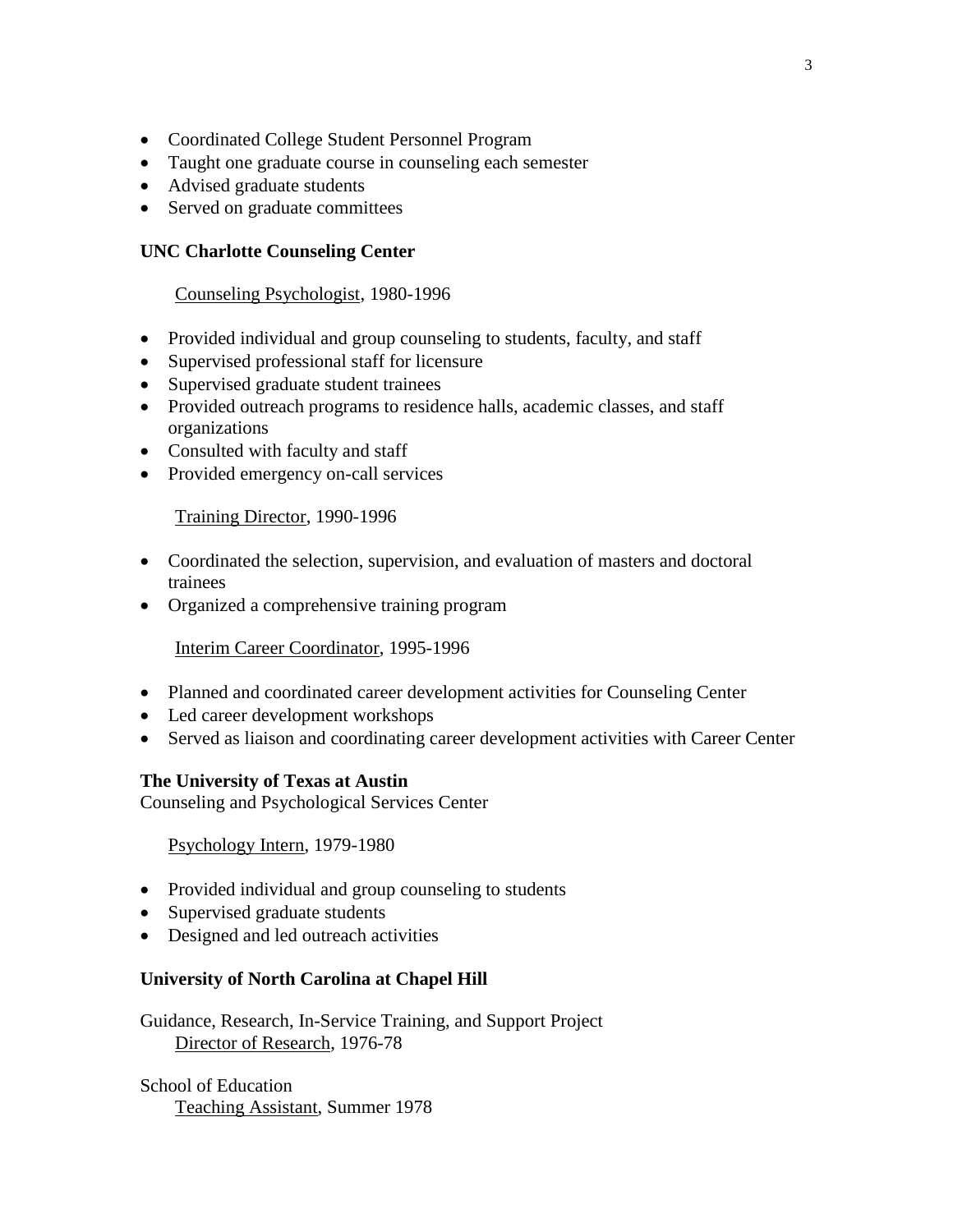- Coordinated College Student Personnel Program
- Taught one graduate course in counseling each semester
- Advised graduate students
- Served on graduate committees

**UNC Charlotte Counseling Center**

<u>Counseling Psychologist</u>, 1980-1996

- Provided individual and group counseling to students, faculty, and staff
- Supervised professional staff for licensure
- Supervised graduate student trainees
- Provided outreach programs to residence halls, academic classes, and staff organizations
- Consulted with faculty and staff
- Provided emergency on-call services

<u>Training Director</u>, 1990-1996

- Coordinated the selection, supervision, and evaluation of masters and doctoral trainees
- Organized a comprehensive training program

<u>Interim Career Coordinator</u>, 1995-1996

- Planned and coordinated career development activities for Counseling Center
- Led career development workshops
- Served as liaison and coordinating career development activities with Career Center

**The University of Texas at Austin**
Counseling and Psychological Services Center

<u>Psychology Intern</u>, 1979-1980

- Provided individual and group counseling to students
- Supervised graduate students
- Designed and led outreach activities

**University of North Carolina at Chapel Hill**

Guidance, Research, In-Service Training, and Support Project
<u>Director of Research</u>, 1976-78

School of Education
<u>Teaching Assistant</u>, Summer 1978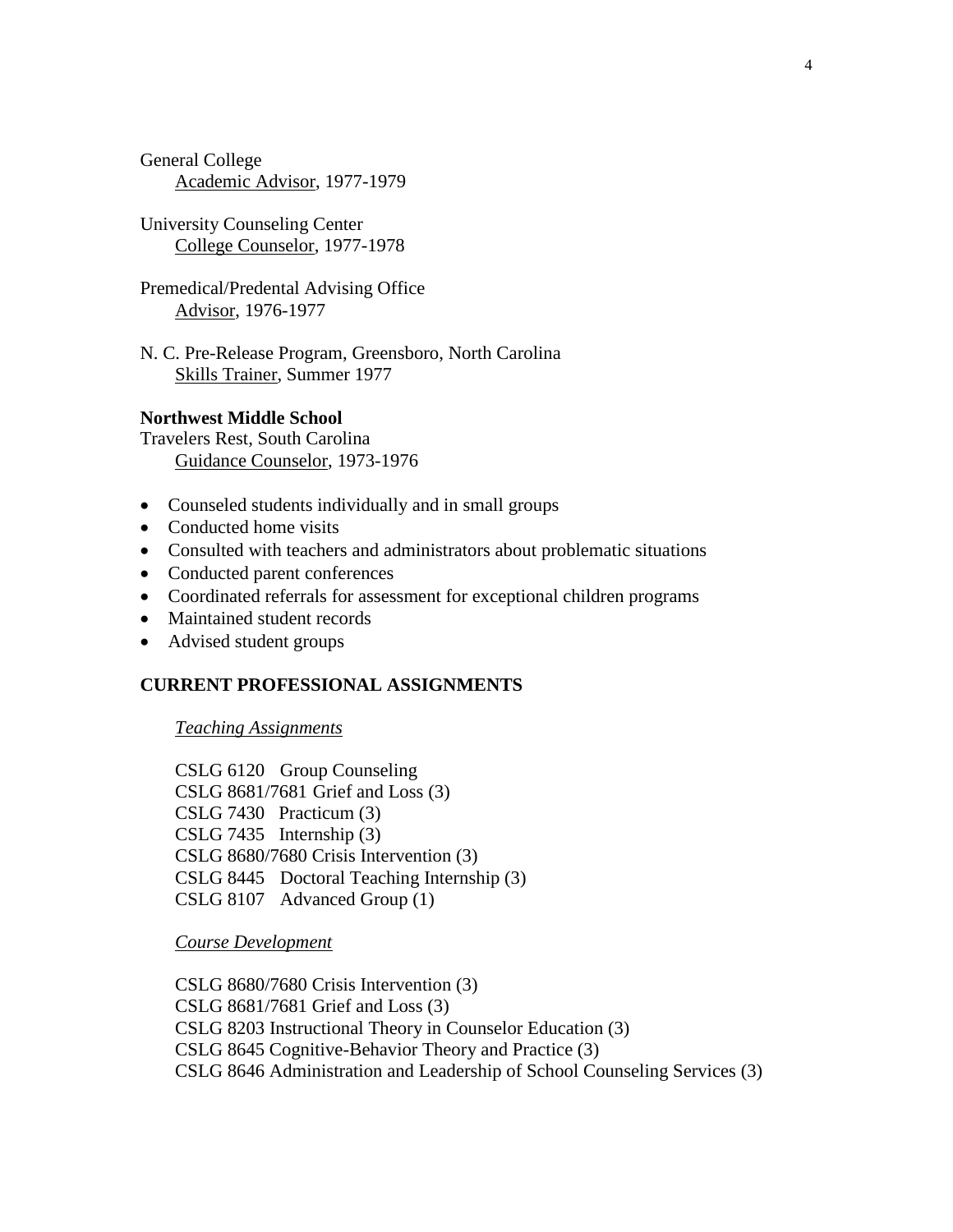General College
  Academic Advisor, 1977-1979

University Counseling Center
  College Counselor, 1977-1978

Premedical/Predental Advising Office
  Advisor, 1976-1977

N. C. Pre-Release Program, Greensboro, North Carolina
  Skills Trainer, Summer 1977

**Northwest Middle School**
Travelers Rest, South Carolina
  Guidance Counselor, 1973-1976

- Counseled students individually and in small groups
- Conducted home visits
- Consulted with teachers and administrators about problematic situations
- Conducted parent conferences
- Coordinated referrals for assessment for exceptional children programs
- Maintained student records
- Advised student groups

## CURRENT PROFESSIONAL ASSIGNMENTS

*Teaching Assignments*

CSLG 6120 Group Counseling
CSLG 8681/7681 Grief and Loss (3)
CSLG 7430 Practicum (3)
CSLG 7435 Internship (3)
CSLG 8680/7680 Crisis Intervention (3)
CSLG 8445 Doctoral Teaching Internship (3)
CSLG 8107 Advanced Group (1)

*Course Development*

CSLG 8680/7680 Crisis Intervention (3)
CSLG 8681/7681 Grief and Loss (3)
CSLG 8203 Instructional Theory in Counselor Education (3)
CSLG 8645 Cognitive-Behavior Theory and Practice (3)
CSLG 8646 Administration and Leadership of School Counseling Services (3)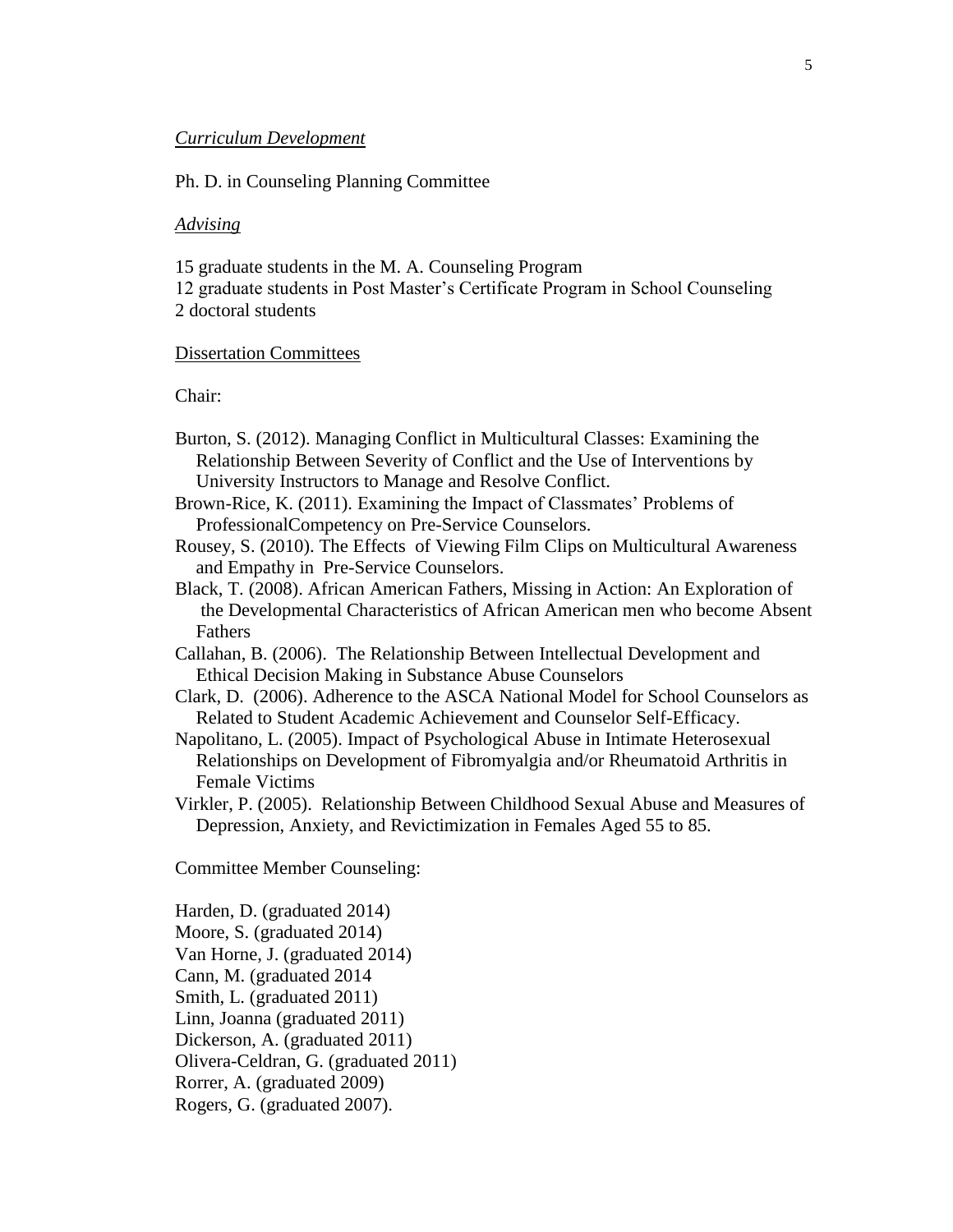*Curriculum Development*

Ph. D. in Counseling Planning Committee

*Advising*

15 graduate students in the M. A. Counseling Program
12 graduate students in Post Master's Certificate Program in School Counseling
2 doctoral students

Dissertation Committees

Chair:

Burton, S. (2012). Managing Conflict in Multicultural Classes: Examining the Relationship Between Severity of Conflict and the Use of Interventions by University Instructors to Manage and Resolve Conflict.
Brown-Rice, K. (2011). Examining the Impact of Classmates' Problems of ProfessionalCompetency on Pre-Service Counselors.
Rousey, S. (2010). The Effects of Viewing Film Clips on Multicultural Awareness and Empathy in Pre-Service Counselors.
Black, T. (2008). African American Fathers, Missing in Action: An Exploration of the Developmental Characteristics of African American men who become Absent Fathers
Callahan, B. (2006). The Relationship Between Intellectual Development and Ethical Decision Making in Substance Abuse Counselors
Clark, D. (2006). Adherence to the ASCA National Model for School Counselors as Related to Student Academic Achievement and Counselor Self-Efficacy.
Napolitano, L. (2005). Impact of Psychological Abuse in Intimate Heterosexual Relationships on Development of Fibromyalgia and/or Rheumatoid Arthritis in Female Victims
Virkler, P. (2005). Relationship Between Childhood Sexual Abuse and Measures of Depression, Anxiety, and Revictimization in Females Aged 55 to 85.

Committee Member Counseling:

Harden, D. (graduated 2014)
Moore, S. (graduated 2014)
Van Horne, J. (graduated 2014)
Cann, M. (graduated 2014
Smith, L. (graduated 2011)
Linn, Joanna (graduated 2011)
Dickerson, A. (graduated 2011)
Olivera-Celdran, G. (graduated 2011)
Rorrer, A. (graduated 2009)
Rogers, G. (graduated 2007).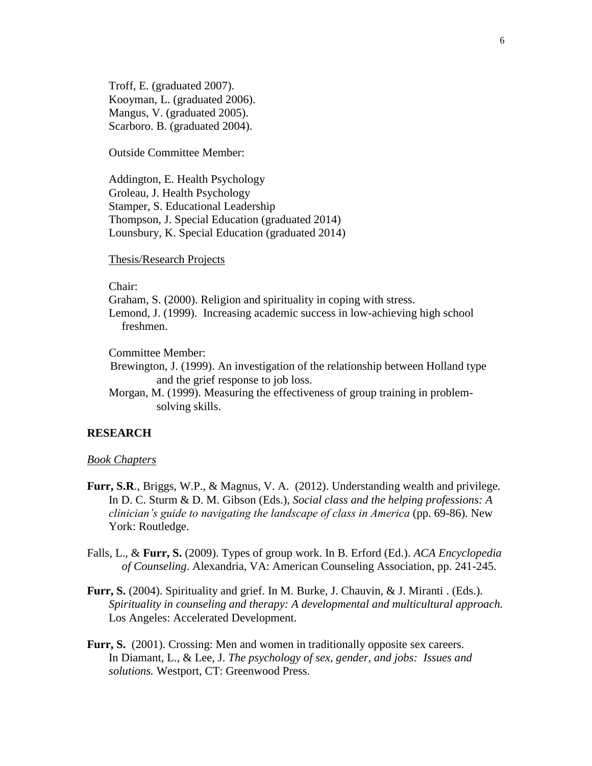Troff, E. (graduated 2007).
Kooyman, L. (graduated 2006).
Mangus, V. (graduated 2005).
Scarboro. B. (graduated 2004).

Outside Committee Member:

Addington, E. Health Psychology
Groleau, J. Health Psychology
Stamper, S. Educational Leadership
Thompson, J. Special Education (graduated 2014)
Lounsbury, K. Special Education (graduated 2014)

Thesis/Research Projects

Chair:
Graham, S. (2000). Religion and spirituality in coping with stress.
Lemond, J. (1999). Increasing academic success in low-achieving high school freshmen.

Committee Member:
Brewington, J. (1999). An investigation of the relationship between Holland type and the grief response to job loss.
Morgan, M. (1999). Measuring the effectiveness of group training in problem-solving skills.

## RESEARCH

### *Book Chapters*

**Furr, S.R**., Briggs, W.P., & Magnus, V. A. (2012). Understanding wealth and privilege. In D. C. Sturm & D. M. Gibson (Eds.), *Social class and the helping professions: A clinician's guide to navigating the landscape of class in America* (pp. 69-86). New York: Routledge.

Falls, L., & **Furr, S.** (2009). Types of group work. In B. Erford (Ed.). *ACA Encyclopedia of Counseling*. Alexandria, VA: American Counseling Association, pp. 241-245.

**Furr, S.** (2004). Spirituality and grief. In M. Burke, J. Chauvin, & J. Miranti . (Eds.). *Spirituality in counseling and therapy: A developmental and multicultural approach.* Los Angeles: Accelerated Development.

**Furr, S.** (2001). Crossing: Men and women in traditionally opposite sex careers. In Diamant, L., & Lee, J. *The psychology of sex, gender, and jobs: Issues and solutions.* Westport, CT: Greenwood Press.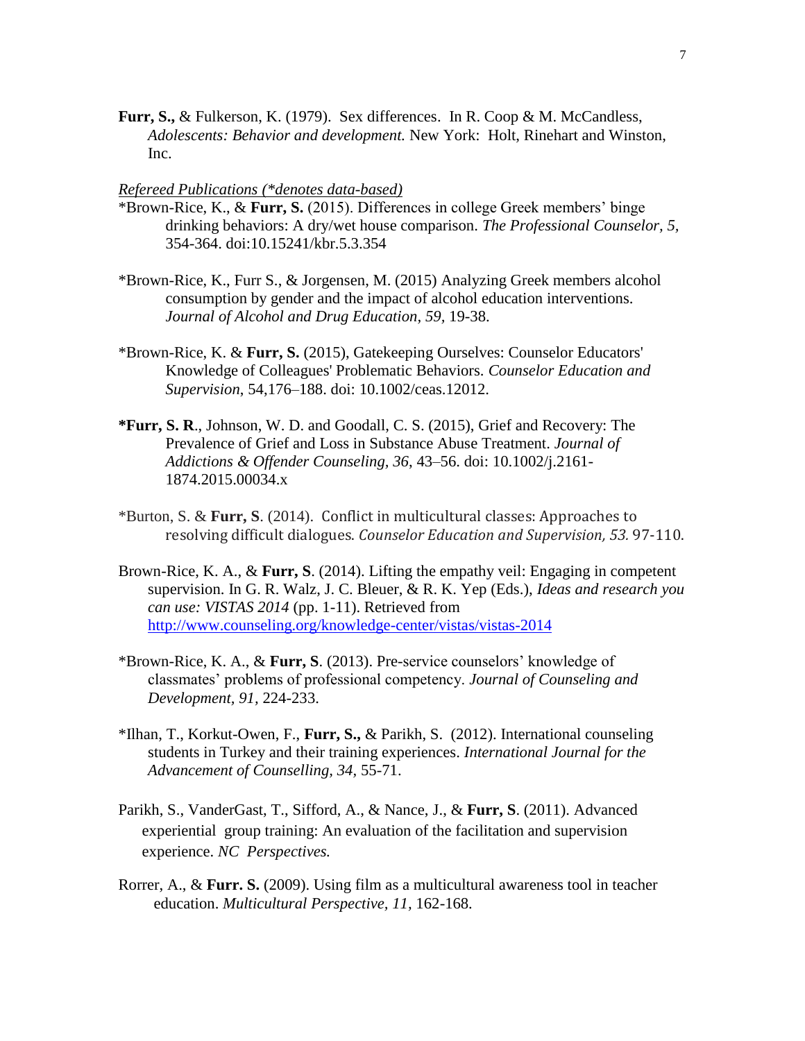**Furr, S.,** & Fulkerson, K. (1979). Sex differences. In R. Coop & M. McCandless, *Adolescents: Behavior and development.* New York: Holt, Rinehart and Winston, Inc.

*Refereed Publications (*denotes data-based)*

*Brown-Rice, K., & **Furr, S.** (2015). Differences in college Greek members' binge drinking behaviors: A dry/wet house comparison. *The Professional Counselor, 5,* 354-364. doi:10.15241/kbr.5.3.354

*Brown-Rice, K., Furr S., & Jorgensen, M. (2015) Analyzing Greek members alcohol consumption by gender and the impact of alcohol education interventions. *Journal of Alcohol and Drug Education, 59,* 19-38.

*Brown-Rice, K. & **Furr, S.** (2015), Gatekeeping Ourselves: Counselor Educators' Knowledge of Colleagues' Problematic Behaviors. *Counselor Education and Supervision*, 54,176–188. doi: 10.1002/ceas.12012.

***Furr, S. R**., Johnson, W. D. and Goodall, C. S. (2015), Grief and Recovery: The Prevalence of Grief and Loss in Substance Abuse Treatment. *Journal of Addictions & Offender Counseling, 36*, 43–56. doi: 10.1002/j.2161-1874.2015.00034.x

*Burton, S. & **Furr, S**. (2014). Conflict in multicultural classes: Approaches to resolving difficult dialogues. *Counselor Education and Supervision, 53.* 97-110.

Brown-Rice, K. A., & **Furr, S**. (2014). Lifting the empathy veil: Engaging in competent supervision. In G. R. Walz, J. C. Bleuer, & R. K. Yep (Eds.), *Ideas and research you can use: VISTAS 2014* (pp. 1-11). Retrieved from http://www.counseling.org/knowledge-center/vistas/vistas-2014

*Brown-Rice, K. A., & **Furr, S**. (2013). Pre-service counselors' knowledge of classmates' problems of professional competency. *Journal of Counseling and Development, 91,* 224-233.

*Ilhan, T., Korkut-Owen, F., **Furr, S.,** & Parikh, S. (2012). International counseling students in Turkey and their training experiences. *International Journal for the Advancement of Counselling, 34,* 55-71.

Parikh, S., VanderGast, T., Sifford, A., & Nance, J., & **Furr, S**. (2011). Advanced experiential group training: An evaluation of the facilitation and supervision experience. *NC Perspectives.*

Rorrer, A., & **Furr. S.** (2009). Using film as a multicultural awareness tool in teacher education. *Multicultural Perspective, 11,* 162-168.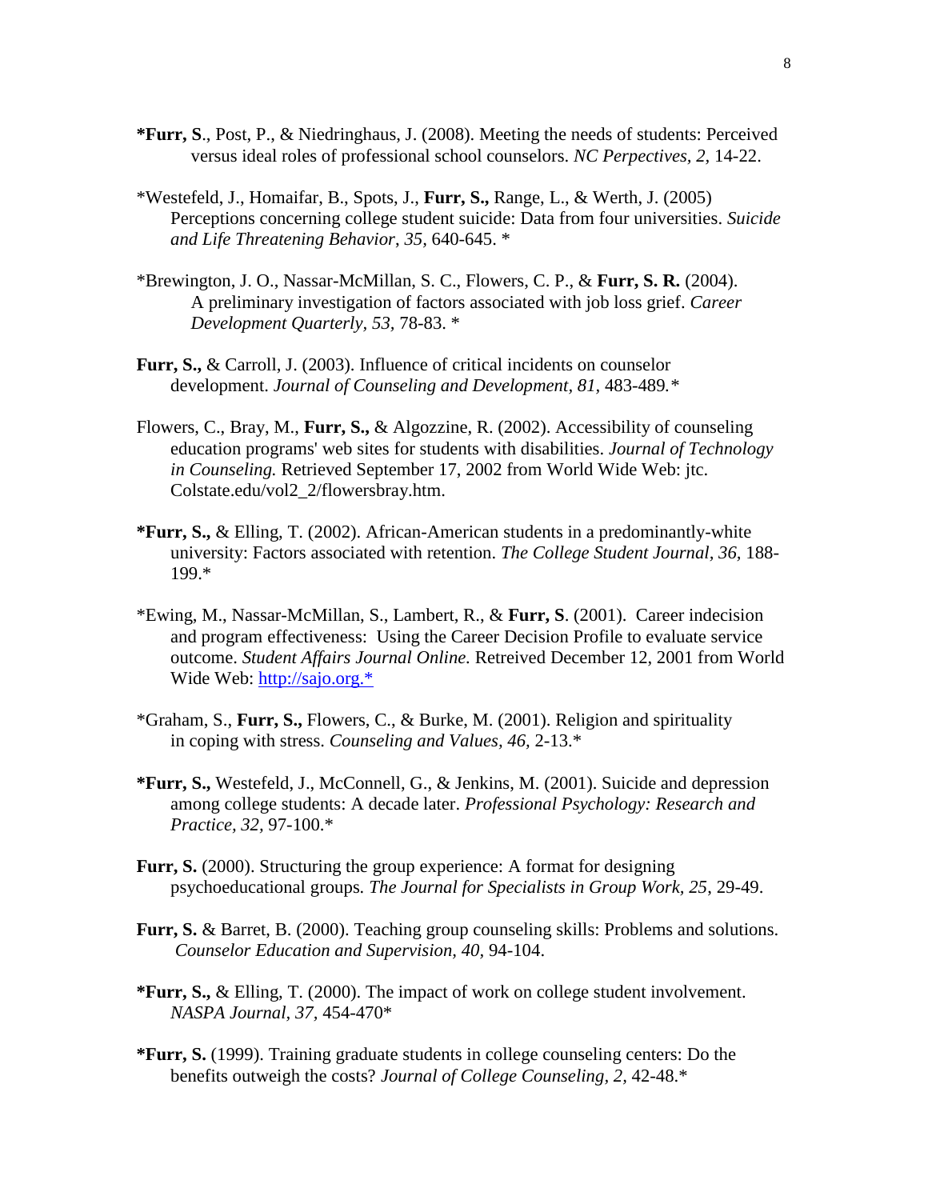**\*Furr, S**., Post, P., & Niedringhaus, J. (2008). Meeting the needs of students: Perceived versus ideal roles of professional school counselors. *NC Perpectives, 2,* 14-22.

\*Westefeld, J., Homaifar, B., Spots, J., **Furr, S.,** Range, L., & Werth, J. (2005) Perceptions concerning college student suicide: Data from four universities. *Suicide and Life Threatening Behavior*, *35,* 640-645. \*

\*Brewington, J. O., Nassar-McMillan, S. C., Flowers, C. P., & **Furr, S. R.** (2004). A preliminary investigation of factors associated with job loss grief. *Career Development Quarterly, 53,* 78-83. \*

**Furr, S.,** & Carroll, J. (2003). Influence of critical incidents on counselor development. *Journal of Counseling and Development, 81,* 483-489.\*

Flowers, C., Bray, M., **Furr, S.,** & Algozzine, R. (2002). Accessibility of counseling education programs' web sites for students with disabilities. *Journal of Technology in Counseling.* Retrieved September 17, 2002 from World Wide Web: jtc. Colstate.edu/vol2_2/flowersbray.htm.

**\*Furr, S.,** & Elling, T. (2002). African-American students in a predominantly-white university: Factors associated with retention. *The College Student Journal, 36,* 188-199.\*

\*Ewing, M., Nassar-McMillan, S., Lambert, R., & **Furr, S**. (2001). Career indecision and program effectiveness: Using the Career Decision Profile to evaluate service outcome. *Student Affairs Journal Online.* Retreived December 12, 2001 from World Wide Web: http://sajo.org.\*

\*Graham, S., **Furr, S.,** Flowers, C., & Burke, M. (2001). Religion and spirituality in coping with stress. *Counseling and Values, 46,* 2-13.\*

**\*Furr, S.,** Westefeld, J., McConnell, G., & Jenkins, M. (2001). Suicide and depression among college students: A decade later. *Professional Psychology: Research and Practice, 32,* 97-100.\*

**Furr, S.** (2000). Structuring the group experience: A format for designing psychoeducational groups. *The Journal for Specialists in Group Work, 25*, 29-49.

**Furr, S.** & Barret, B. (2000). Teaching group counseling skills: Problems and solutions. *Counselor Education and Supervision, 40,* 94-104.

**\*Furr, S.,** & Elling, T. (2000). The impact of work on college student involvement. *NASPA Journal, 37,* 454-470\*

**\*Furr, S.** (1999). Training graduate students in college counseling centers: Do the benefits outweigh the costs? *Journal of College Counseling, 2,* 42-48.\*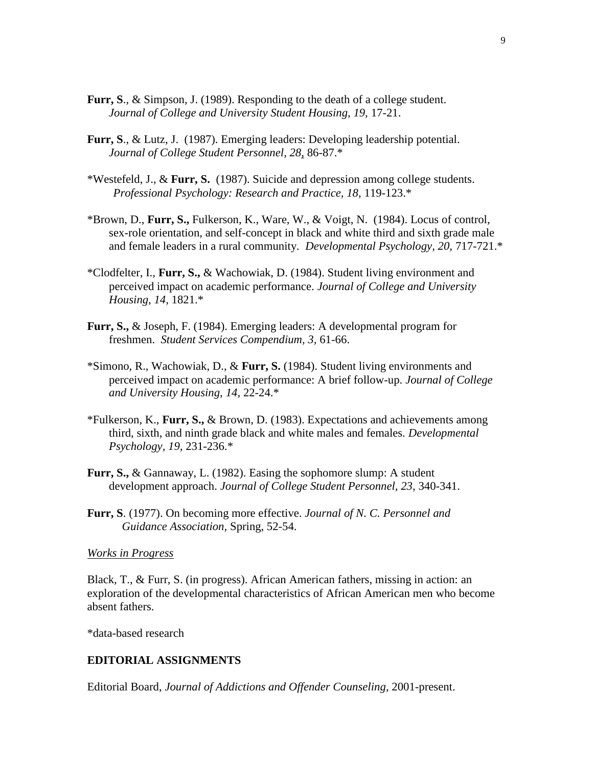**Furr, S**., & Simpson, J. (1989). Responding to the death of a college student. *Journal of College and University Student Housing, 19,* 17-21.

**Furr, S**., & Lutz, J. (1987). Emerging leaders: Developing leadership potential. *Journal of College Student Personnel, 28*, 86-87.*

*Westefeld, J., & **Furr, S.** (1987). Suicide and depression among college students. *Professional Psychology: Research and Practice, 18,* 119-123.*

*Brown, D., **Furr, S.,** Fulkerson, K., Ware, W., & Voigt, N. (1984). Locus of control, sex-role orientation, and self-concept in black and white third and sixth grade male and female leaders in a rural community. *Developmental Psychology, 20*, 717-721.*

*Clodfelter, I., **Furr, S.,** & Wachowiak, D. (1984). Student living environment and perceived impact on academic performance. *Journal of College and University Housing, 14,* 1821.*

**Furr, S.,** & Joseph, F. (1984). Emerging leaders: A developmental program for freshmen. *Student Services Compendium, 3,* 61-66.

*Simono, R., Wachowiak, D., & **Furr, S.** (1984). Student living environments and perceived impact on academic performance: A brief follow-up. *Journal of College and University Housing, 14*, 22-24.*

*Fulkerson, K., **Furr, S.,** & Brown, D. (1983). Expectations and achievements among third, sixth, and ninth grade black and white males and females. *Developmental Psychology, 19*, 231-236.*

**Furr, S.,** & Gannaway, L. (1982). Easing the sophomore slump: A student development approach. *Journal of College Student Personnel, 23,* 340-341.

**Furr, S**. (1977). On becoming more effective. *Journal of N. C. Personnel and Guidance Association*, Spring, 52-54.

*Works in Progress*

Black, T., & Furr, S. (in progress). African American fathers, missing in action: an exploration of the developmental characteristics of African American men who become absent fathers.

*data-based research

**EDITORIAL ASSIGNMENTS**

Editorial Board, *Journal of Addictions and Offender Counseling*, 2001-present.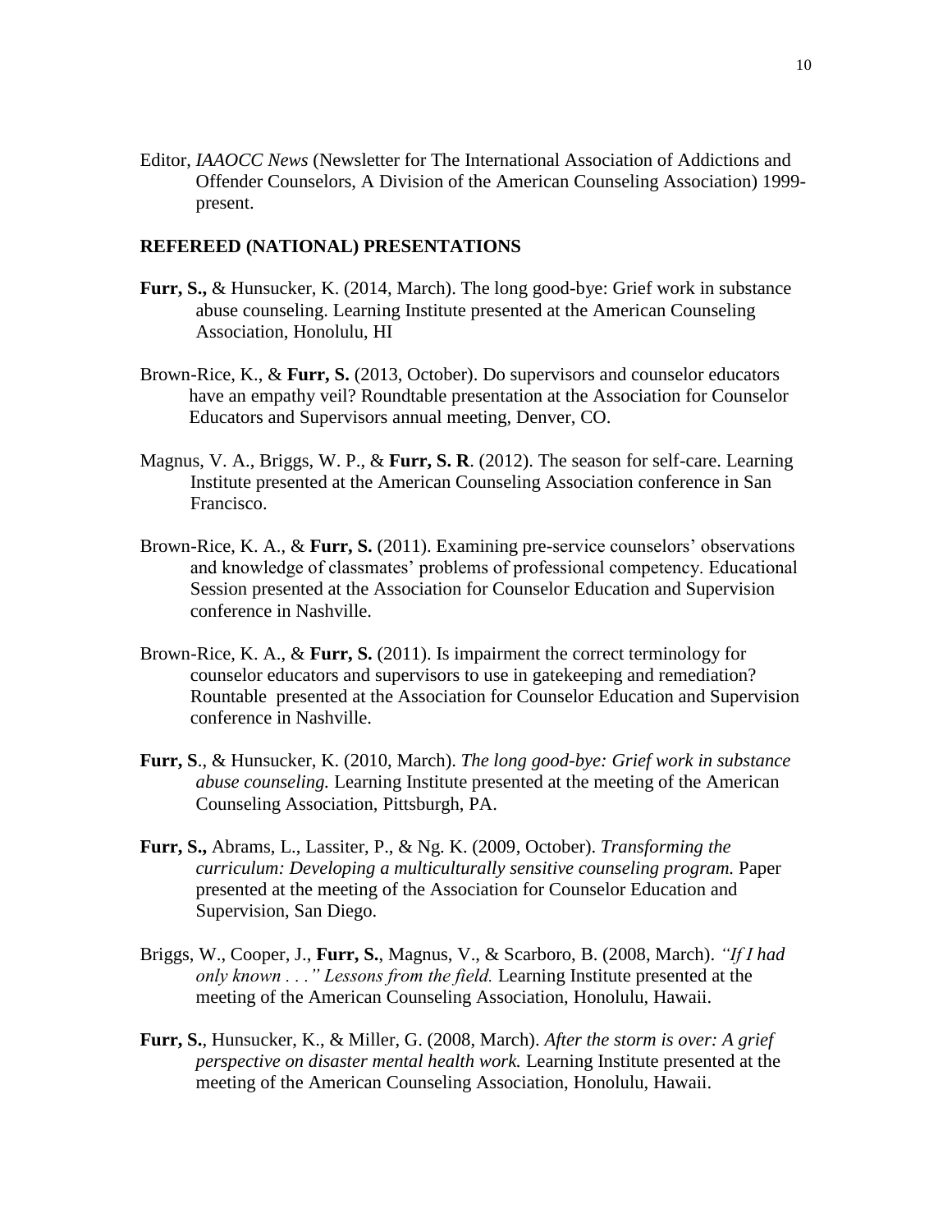Editor, *IAAOCC News* (Newsletter for The International Association of Addictions and Offender Counselors, A Division of the American Counseling Association) 1999-present.

**REFEREED (NATIONAL) PRESENTATIONS**

**Furr, S.,** & Hunsucker, K. (2014, March). The long good-bye: Grief work in substance abuse counseling. Learning Institute presented at the American Counseling Association, Honolulu, HI

Brown-Rice, K., & **Furr, S.** (2013, October). Do supervisors and counselor educators have an empathy veil? Roundtable presentation at the Association for Counselor Educators and Supervisors annual meeting, Denver, CO.

Magnus, V. A., Briggs, W. P., & **Furr, S. R**. (2012). The season for self-care. Learning Institute presented at the American Counseling Association conference in San Francisco.

Brown-Rice, K. A., & **Furr, S.** (2011). Examining pre-service counselors' observations and knowledge of classmates' problems of professional competency. Educational Session presented at the Association for Counselor Education and Supervision conference in Nashville.

Brown-Rice, K. A., & **Furr, S.** (2011). Is impairment the correct terminology for counselor educators and supervisors to use in gatekeeping and remediation? Rountable presented at the Association for Counselor Education and Supervision conference in Nashville.

**Furr, S**., & Hunsucker, K. (2010, March). *The long good-bye: Grief work in substance abuse counseling.* Learning Institute presented at the meeting of the American Counseling Association, Pittsburgh, PA.

**Furr, S.,** Abrams, L., Lassiter, P., & Ng. K. (2009, October). *Transforming the curriculum: Developing a multiculturally sensitive counseling program.* Paper presented at the meeting of the Association for Counselor Education and Supervision, San Diego.

Briggs, W., Cooper, J., **Furr, S.**, Magnus, V., & Scarboro, B. (2008, March). *"If I had only known . . ." Lessons from the field.* Learning Institute presented at the meeting of the American Counseling Association, Honolulu, Hawaii.

**Furr, S.**, Hunsucker, K., & Miller, G. (2008, March). *After the storm is over: A grief perspective on disaster mental health work.* Learning Institute presented at the meeting of the American Counseling Association, Honolulu, Hawaii.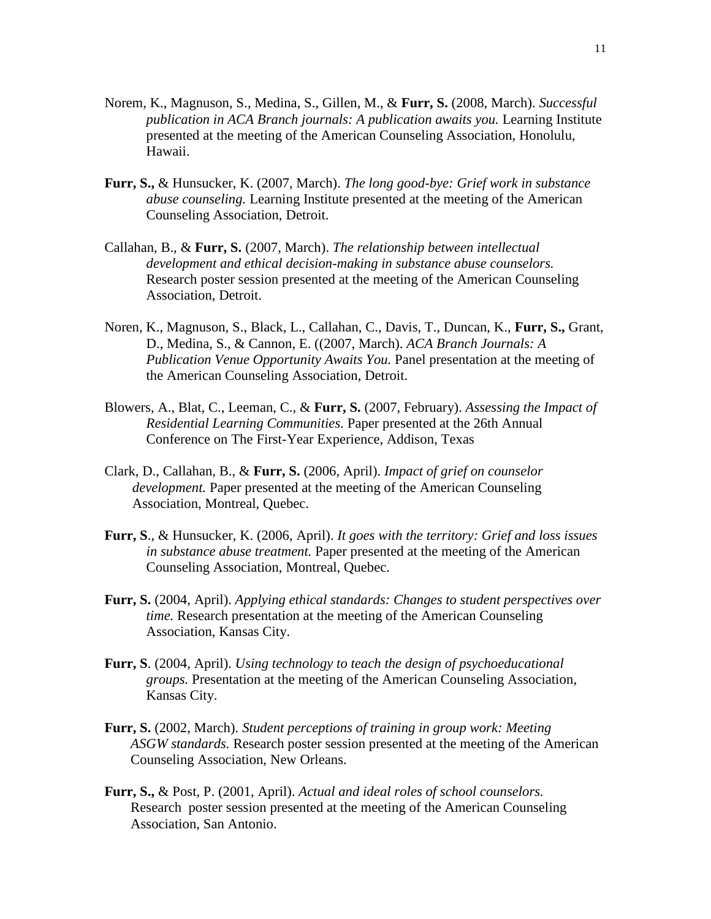Norem, K., Magnuson, S., Medina, S., Gillen, M., & **Furr, S.** (2008, March). *Successful publication in ACA Branch journals: A publication awaits you.* Learning Institute presented at the meeting of the American Counseling Association, Honolulu, Hawaii.

**Furr, S.,** & Hunsucker, K. (2007, March). *The long good-bye: Grief work in substance abuse counseling.* Learning Institute presented at the meeting of the American Counseling Association, Detroit.

Callahan, B., & **Furr, S.** (2007, March). *The relationship between intellectual development and ethical decision-making in substance abuse counselors.* Research poster session presented at the meeting of the American Counseling Association, Detroit.

Noren, K., Magnuson, S., Black, L., Callahan, C., Davis, T., Duncan, K., **Furr, S.,** Grant, D., Medina, S., & Cannon, E. ((2007, March). *ACA Branch Journals: A Publication Venue Opportunity Awaits You.* Panel presentation at the meeting of the American Counseling Association, Detroit.

Blowers, A., Blat, C., Leeman, C., & **Furr, S.** (2007, February). *Assessing the Impact of Residential Learning Communities.* Paper presented at the 26th Annual Conference on The First-Year Experience, Addison, Texas

Clark, D., Callahan, B., & **Furr, S.** (2006, April). *Impact of grief on counselor development.* Paper presented at the meeting of the American Counseling Association, Montreal, Quebec.

**Furr, S**., & Hunsucker, K. (2006, April). *It goes with the territory: Grief and loss issues in substance abuse treatment.* Paper presented at the meeting of the American Counseling Association, Montreal, Quebec.

**Furr, S.** (2004, April). *Applying ethical standards: Changes to student perspectives over time.* Research presentation at the meeting of the American Counseling Association, Kansas City.

**Furr, S**. (2004, April). *Using technology to teach the design of psychoeducational groups.* Presentation at the meeting of the American Counseling Association, Kansas City.

**Furr, S.** (2002, March). *Student perceptions of training in group work: Meeting ASGW standards.* Research poster session presented at the meeting of the American Counseling Association, New Orleans.

**Furr, S.,** & Post, P. (2001, April). *Actual and ideal roles of school counselors.* Research poster session presented at the meeting of the American Counseling Association, San Antonio.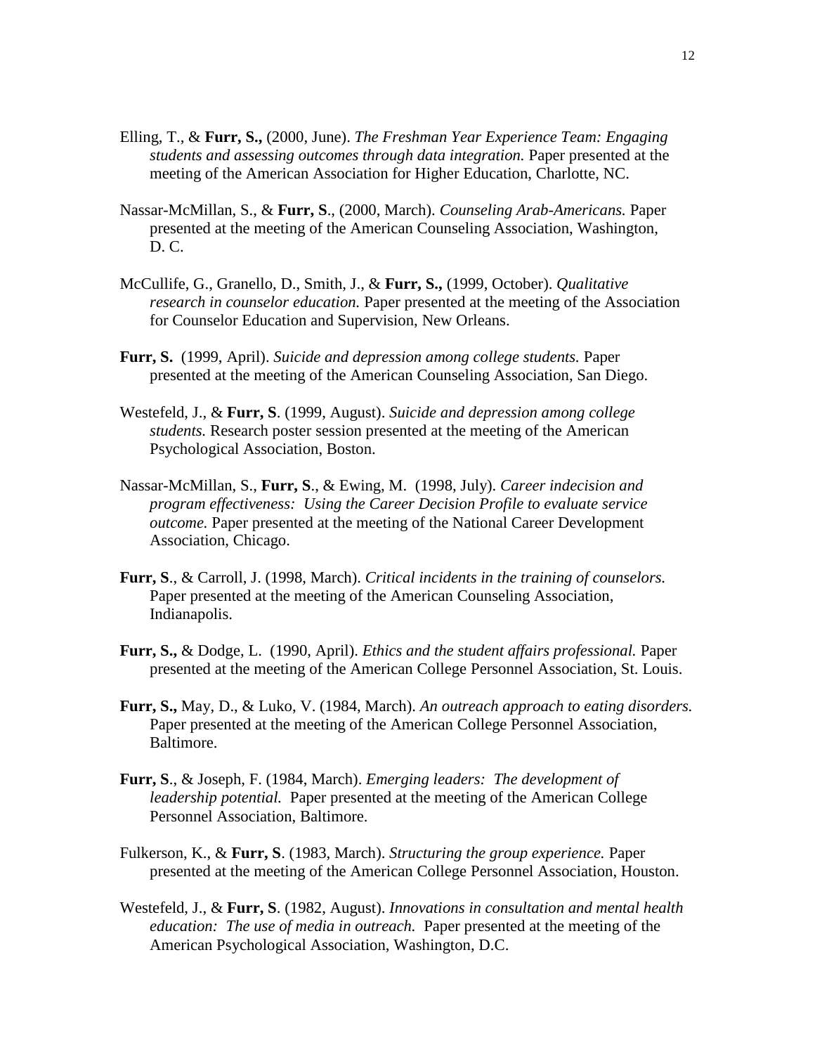Elling, T., & **Furr, S.,** (2000, June). *The Freshman Year Experience Team: Engaging students and assessing outcomes through data integration.* Paper presented at the meeting of the American Association for Higher Education, Charlotte, NC.

Nassar-McMillan, S., & **Furr, S**., (2000, March). *Counseling Arab-Americans.* Paper presented at the meeting of the American Counseling Association, Washington, D. C.

McCullife, G., Granello, D., Smith, J., & **Furr, S.,** (1999, October). *Qualitative research in counselor education.* Paper presented at the meeting of the Association for Counselor Education and Supervision, New Orleans.

**Furr, S.** (1999, April). *Suicide and depression among college students.* Paper presented at the meeting of the American Counseling Association, San Diego.

Westefeld, J., & **Furr, S**. (1999, August). *Suicide and depression among college students.* Research poster session presented at the meeting of the American Psychological Association, Boston.

Nassar-McMillan, S., **Furr, S**., & Ewing, M. (1998, July). *Career indecision and program effectiveness: Using the Career Decision Profile to evaluate service outcome.* Paper presented at the meeting of the National Career Development Association, Chicago.

**Furr, S**., & Carroll, J. (1998, March). *Critical incidents in the training of counselors.* Paper presented at the meeting of the American Counseling Association, Indianapolis.

**Furr, S.,** & Dodge, L. (1990, April). *Ethics and the student affairs professional.* Paper presented at the meeting of the American College Personnel Association, St. Louis.

**Furr, S.,** May, D., & Luko, V. (1984, March). *An outreach approach to eating disorders.* Paper presented at the meeting of the American College Personnel Association, Baltimore.

**Furr, S**., & Joseph, F. (1984, March). *Emerging leaders: The development of leadership potential.* Paper presented at the meeting of the American College Personnel Association, Baltimore.

Fulkerson, K., & **Furr, S**. (1983, March). *Structuring the group experience.* Paper presented at the meeting of the American College Personnel Association, Houston.

Westefeld, J., & **Furr, S**. (1982, August). *Innovations in consultation and mental health education: The use of media in outreach.* Paper presented at the meeting of the American Psychological Association, Washington, D.C.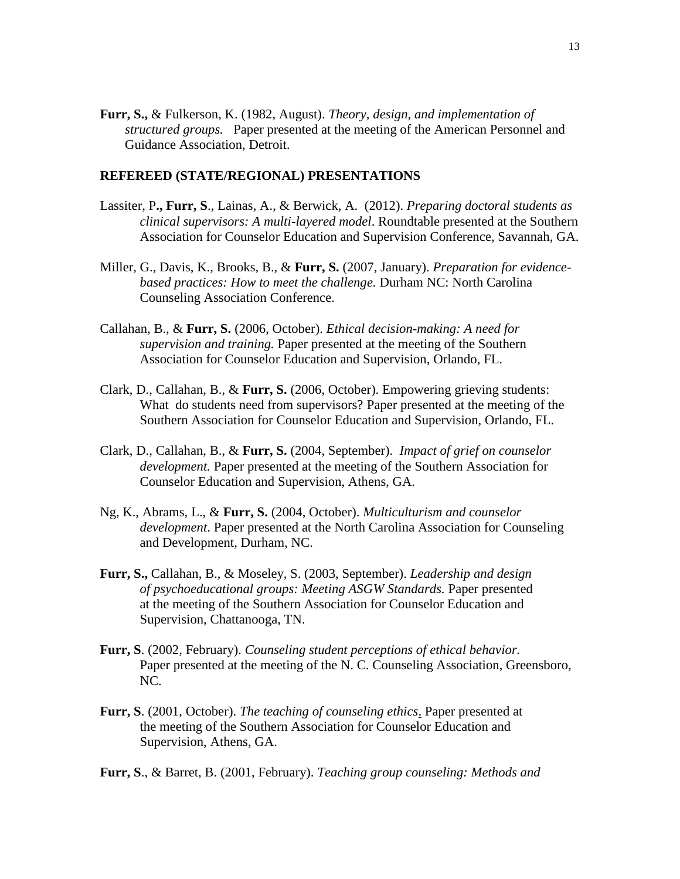**Furr, S.,** & Fulkerson, K. (1982, August). *Theory, design, and implementation of structured groups.* Paper presented at the meeting of the American Personnel and Guidance Association, Detroit.

## REFEREED (STATE/REGIONAL) PRESENTATIONS

Lassiter, P**., Furr, S**., Lainas, A., & Berwick, A. (2012). *Preparing doctoral students as clinical supervisors: A multi-layered model*. Roundtable presented at the Southern Association for Counselor Education and Supervision Conference, Savannah, GA.

Miller, G., Davis, K., Brooks, B., & **Furr, S.** (2007, January). *Preparation for evidence-based practices: How to meet the challenge.* Durham NC: North Carolina Counseling Association Conference.

Callahan, B., & **Furr, S.** (2006, October). *Ethical decision-making: A need for supervision and training.* Paper presented at the meeting of the Southern Association for Counselor Education and Supervision, Orlando, FL.

Clark, D., Callahan, B., & **Furr, S.** (2006, October). Empowering grieving students: What do students need from supervisors? Paper presented at the meeting of the Southern Association for Counselor Education and Supervision, Orlando, FL.

Clark, D., Callahan, B., & **Furr, S.** (2004, September). *Impact of grief on counselor development.* Paper presented at the meeting of the Southern Association for Counselor Education and Supervision, Athens, GA.

Ng, K., Abrams, L., & **Furr, S.** (2004, October). *Multiculturism and counselor development*. Paper presented at the North Carolina Association for Counseling and Development, Durham, NC.

**Furr, S.,** Callahan, B., & Moseley, S. (2003, September). *Leadership and design of psychoeducational groups: Meeting ASGW Standards.* Paper presented at the meeting of the Southern Association for Counselor Education and Supervision, Chattanooga, TN.

**Furr, S**. (2002, February). *Counseling student perceptions of ethical behavior.* Paper presented at the meeting of the N. C. Counseling Association, Greensboro, NC.

**Furr, S**. (2001, October). *The teaching of counseling ethics*. Paper presented at the meeting of the Southern Association for Counselor Education and Supervision, Athens, GA.

**Furr, S**., & Barret, B. (2001, February). *Teaching group counseling: Methods and*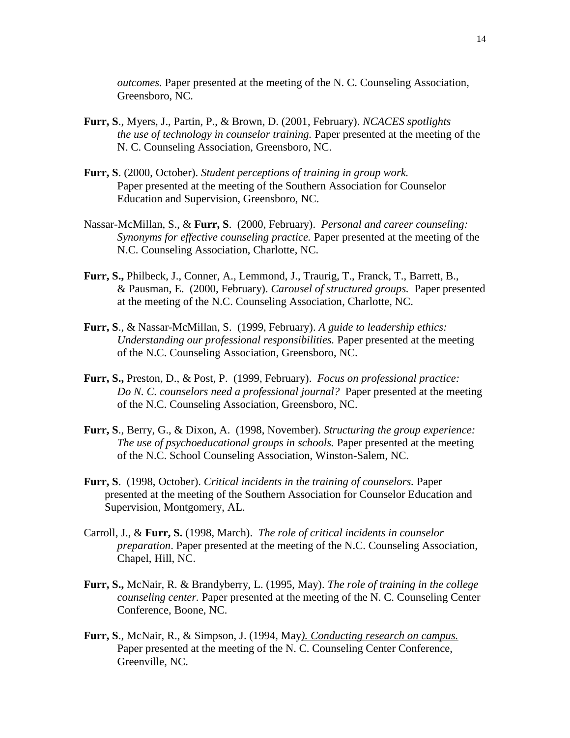*outcomes.* Paper presented at the meeting of the N. C. Counseling Association, Greensboro, NC.

**Furr, S**., Myers, J., Partin, P., & Brown, D. (2001, February). *NCACES spotlights the use of technology in counselor training.* Paper presented at the meeting of the N. C. Counseling Association, Greensboro, NC.

**Furr, S**. (2000, October). *Student perceptions of training in group work.* Paper presented at the meeting of the Southern Association for Counselor Education and Supervision, Greensboro, NC.

Nassar-McMillan, S., & **Furr, S**. (2000, February). *Personal and career counseling: Synonyms for effective counseling practice.* Paper presented at the meeting of the N.C. Counseling Association, Charlotte, NC.

**Furr, S.,** Philbeck, J., Conner, A., Lemmond, J., Traurig, T., Franck, T., Barrett, B., & Pausman, E. (2000, February). *Carousel of structured groups.* Paper presented at the meeting of the N.C. Counseling Association, Charlotte, NC.

**Furr, S**., & Nassar-McMillan, S. (1999, February). *A guide to leadership ethics: Understanding our professional responsibilities.* Paper presented at the meeting of the N.C. Counseling Association, Greensboro, NC.

**Furr, S.,** Preston, D., & Post, P. (1999, February). *Focus on professional practice: Do N. C. counselors need a professional journal?* Paper presented at the meeting of the N.C. Counseling Association, Greensboro, NC.

**Furr, S**., Berry, G., & Dixon, A. (1998, November). *Structuring the group experience: The use of psychoeducational groups in schools.* Paper presented at the meeting of the N.C. School Counseling Association, Winston-Salem, NC.

**Furr, S**. (1998, October). *Critical incidents in the training of counselors.* Paper presented at the meeting of the Southern Association for Counselor Education and Supervision, Montgomery, AL.

Carroll, J., & **Furr, S.** (1998, March). *The role of critical incidents in counselor preparation*. Paper presented at the meeting of the N.C. Counseling Association, Chapel, Hill, NC.

**Furr, S.,** McNair, R. & Brandyberry, L. (1995, May). *The role of training in the college counseling center.* Paper presented at the meeting of the N. C. Counseling Center Conference, Boone, NC.

**Furr, S**., McNair, R., & Simpson, J. (1994, May*). Conducting research on campus.* Paper presented at the meeting of the N. C. Counseling Center Conference, Greenville, NC.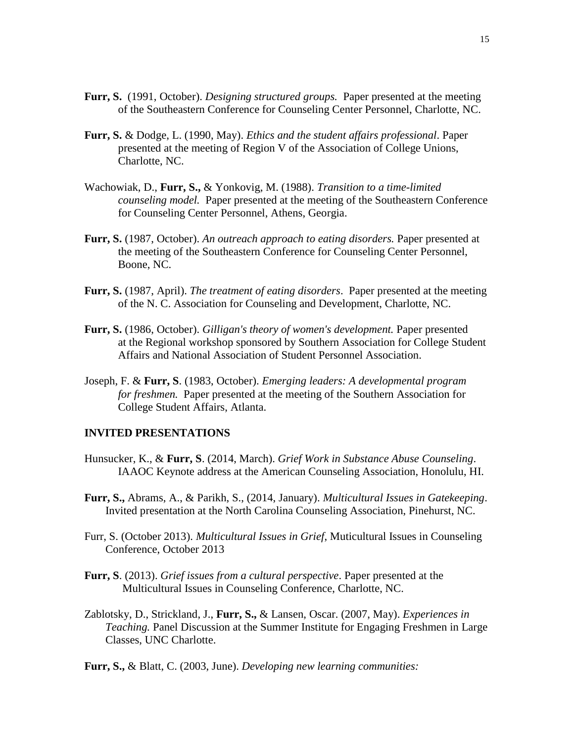**Furr, S.** (1991, October). *Designing structured groups.* Paper presented at the meeting of the Southeastern Conference for Counseling Center Personnel, Charlotte, NC.

**Furr, S.** & Dodge, L. (1990, May). *Ethics and the student affairs professional*. Paper presented at the meeting of Region V of the Association of College Unions, Charlotte, NC.

Wachowiak, D., **Furr, S.,** & Yonkovig, M. (1988). *Transition to a time-limited counseling model.* Paper presented at the meeting of the Southeastern Conference for Counseling Center Personnel, Athens, Georgia.

**Furr, S.** (1987, October). *An outreach approach to eating disorders.* Paper presented at the meeting of the Southeastern Conference for Counseling Center Personnel, Boone, NC.

**Furr, S.** (1987, April). *The treatment of eating disorders*. Paper presented at the meeting of the N. C. Association for Counseling and Development, Charlotte, NC.

**Furr, S.** (1986, October). *Gilligan's theory of women's development.* Paper presented at the Regional workshop sponsored by Southern Association for College Student Affairs and National Association of Student Personnel Association.

Joseph, F. & **Furr, S**. (1983, October). *Emerging leaders: A developmental program for freshmen.* Paper presented at the meeting of the Southern Association for College Student Affairs, Atlanta.

## INVITED PRESENTATIONS

Hunsucker, K., & **Furr, S**. (2014, March). *Grief Work in Substance Abuse Counseling*. IAAOC Keynote address at the American Counseling Association, Honolulu, HI.

**Furr, S.,** Abrams, A., & Parikh, S., (2014, January). *Multicultural Issues in Gatekeeping*. Invited presentation at the North Carolina Counseling Association, Pinehurst, NC.

Furr, S. (October 2013). *Multicultural Issues in Grief*, Muticultural Issues in Counseling Conference, October 2013

**Furr, S**. (2013). *Grief issues from a cultural perspective*. Paper presented at the Multicultural Issues in Counseling Conference, Charlotte, NC.

Zablotsky, D., Strickland, J., **Furr, S.,** & Lansen, Oscar. (2007, May). *Experiences in Teaching.* Panel Discussion at the Summer Institute for Engaging Freshmen in Large Classes, UNC Charlotte.

**Furr, S.,** & Blatt, C. (2003, June). *Developing new learning communities:*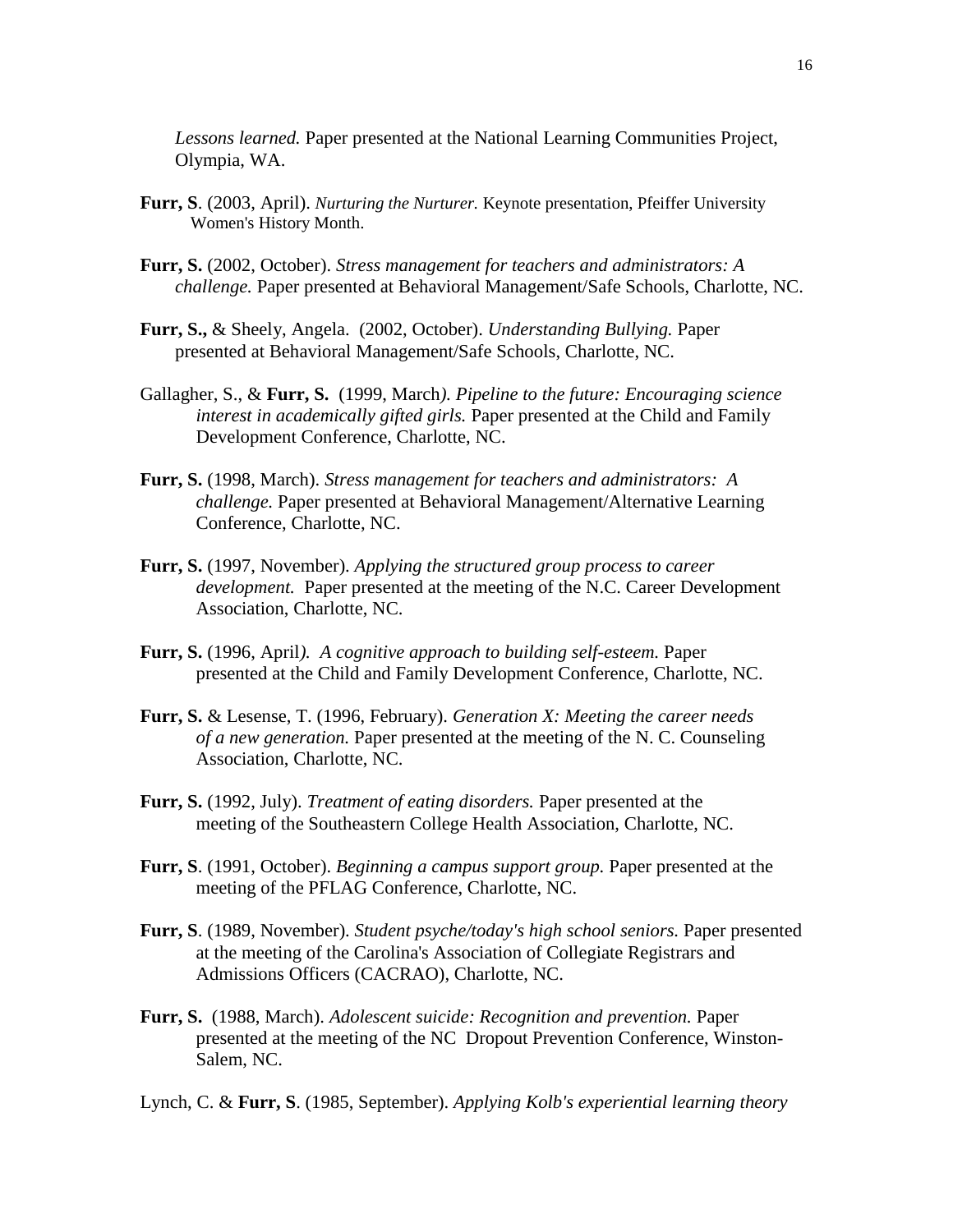*Lessons learned.* Paper presented at the National Learning Communities Project, Olympia, WA.

**Furr, S**. (2003, April). *Nurturing the Nurturer.* Keynote presentation, Pfeiffer University Women's History Month.

**Furr, S.** (2002, October). *Stress management for teachers and administrators: A challenge.* Paper presented at Behavioral Management/Safe Schools, Charlotte, NC.

**Furr, S.,** & Sheely, Angela. (2002, October). *Understanding Bullying.* Paper presented at Behavioral Management/Safe Schools, Charlotte, NC.

Gallagher, S., & **Furr, S.** (1999, March*). Pipeline to the future: Encouraging science interest in academically gifted girls.* Paper presented at the Child and Family Development Conference, Charlotte, NC.

**Furr, S.** (1998, March). *Stress management for teachers and administrators: A challenge.* Paper presented at Behavioral Management/Alternative Learning Conference, Charlotte, NC.

**Furr, S.** (1997, November). *Applying the structured group process to career development.* Paper presented at the meeting of the N.C. Career Development Association, Charlotte, NC.

**Furr, S.** (1996, April*). A cognitive approach to building self-esteem.* Paper presented at the Child and Family Development Conference, Charlotte, NC.

**Furr, S.** & Lesense, T. (1996, February). *Generation X: Meeting the career needs of a new generation.* Paper presented at the meeting of the N. C. Counseling Association, Charlotte, NC.

**Furr, S.** (1992, July). *Treatment of eating disorders.* Paper presented at the meeting of the Southeastern College Health Association, Charlotte, NC.

**Furr, S**. (1991, October). *Beginning a campus support group.* Paper presented at the meeting of the PFLAG Conference, Charlotte, NC.

**Furr, S**. (1989, November). *Student psyche/today's high school seniors.* Paper presented at the meeting of the Carolina's Association of Collegiate Registrars and Admissions Officers (CACRAO), Charlotte, NC.

**Furr, S.** (1988, March). *Adolescent suicide: Recognition and prevention.* Paper presented at the meeting of the NC Dropout Prevention Conference, Winston-Salem, NC.

Lynch, C. & **Furr, S**. (1985, September). *Applying Kolb's experiential learning theory*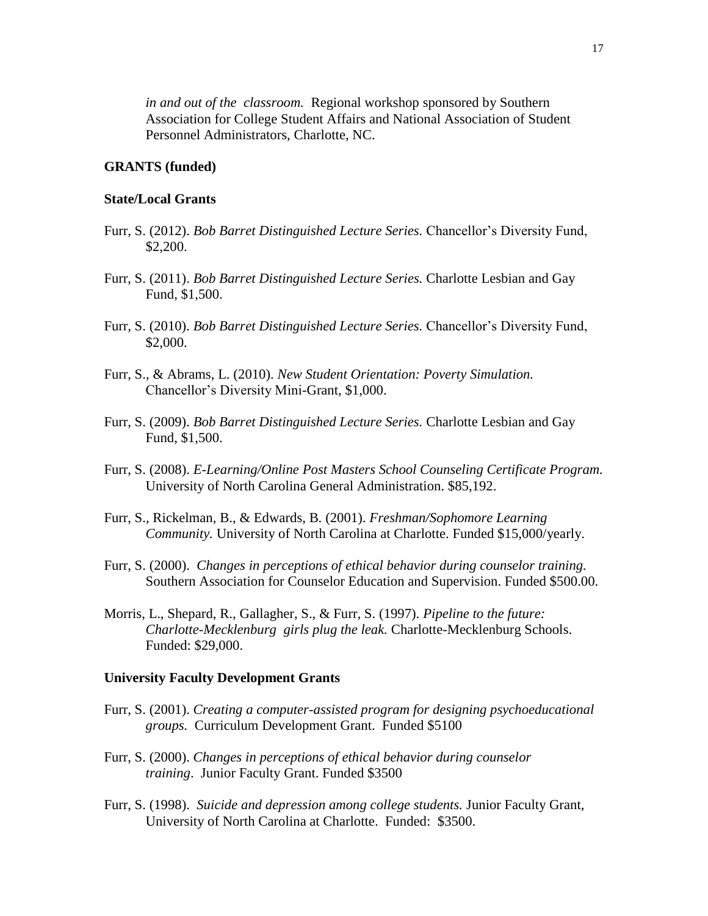*in and out of the classroom.* Regional workshop sponsored by Southern Association for College Student Affairs and National Association of Student Personnel Administrators, Charlotte, NC.

## GRANTS (funded)

### State/Local Grants

Furr, S. (2012). *Bob Barret Distinguished Lecture Series.* Chancellor's Diversity Fund, $2,200.

Furr, S. (2011). *Bob Barret Distinguished Lecture Series.* Charlotte Lesbian and Gay Fund, $1,500.

Furr, S. (2010). *Bob Barret Distinguished Lecture Series.* Chancellor's Diversity Fund, $2,000.

Furr, S., & Abrams, L. (2010). *New Student Orientation: Poverty Simulation.* Chancellor's Diversity Mini-Grant, $1,000.

Furr, S. (2009). *Bob Barret Distinguished Lecture Series.* Charlotte Lesbian and Gay Fund, $1,500.

Furr, S. (2008). *E-Learning/Online Post Masters School Counseling Certificate Program.* University of North Carolina General Administration. $85,192.

Furr, S., Rickelman, B., & Edwards, B. (2001). *Freshman/Sophomore Learning Community.* University of North Carolina at Charlotte. Funded $15,000/yearly.

Furr, S. (2000). *Changes in perceptions of ethical behavior during counselor training.* Southern Association for Counselor Education and Supervision. Funded $500.00.

Morris, L., Shepard, R., Gallagher, S., & Furr, S. (1997). *Pipeline to the future: Charlotte-Mecklenburg girls plug the leak.* Charlotte-Mecklenburg Schools. Funded: $29,000.

### University Faculty Development Grants

Furr, S. (2001). *Creating a computer-assisted program for designing psychoeducational groups.* Curriculum Development Grant. Funded $5100

Furr, S. (2000). *Changes in perceptions of ethical behavior during counselor training*. Junior Faculty Grant. Funded $3500

Furr, S. (1998). *Suicide and depression among college students.* Junior Faculty Grant, University of North Carolina at Charlotte. Funded: $3500.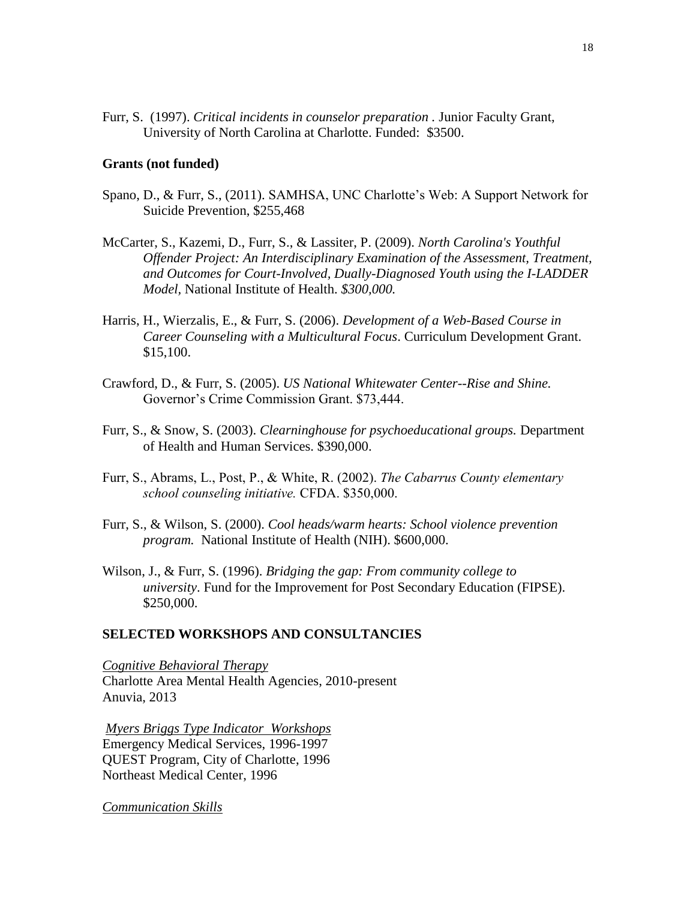Furr, S. (1997). *Critical incidents in counselor preparation* . Junior Faculty Grant, University of North Carolina at Charlotte. Funded: $3500.

**Grants (not funded)**

Spano, D., & Furr, S., (2011). SAMHSA, UNC Charlotte's Web: A Support Network for Suicide Prevention, $255,468

McCarter, S., Kazemi, D., Furr, S., & Lassiter, P. (2009). *North Carolina's Youthful Offender Project: An Interdisciplinary Examination of the Assessment, Treatment, and Outcomes for Court-Involved, Dually-Diagnosed Youth using the I-LADDER Model,* National Institute of Health. *$300,000.*

Harris, H., Wierzalis, E., & Furr, S. (2006). *Development of a Web-Based Course in Career Counseling with a Multicultural Focus*. Curriculum Development Grant. $15,100.

Crawford, D., & Furr, S. (2005). *US National Whitewater Center--Rise and Shine.* Governor's Crime Commission Grant. $73,444.

Furr, S., & Snow, S. (2003). *Clearninghouse for psychoeducational groups.* Department of Health and Human Services. $390,000.

Furr, S., Abrams, L., Post, P., & White, R. (2002). *The Cabarrus County elementary school counseling initiative.* CFDA. $350,000.

Furr, S., & Wilson, S. (2000). *Cool heads/warm hearts: School violence prevention program.* National Institute of Health (NIH). $600,000.

Wilson, J., & Furr, S. (1996). *Bridging the gap: From community college to university*. Fund for the Improvement for Post Secondary Education (FIPSE). $250,000.

## SELECTED WORKSHOPS AND CONSULTANCIES

*Cognitive Behavioral Therapy*
Charlotte Area Mental Health Agencies, 2010-present
Anuvia, 2013

*Myers Briggs Type Indicator Workshops*
Emergency Medical Services, 1996-1997
QUEST Program, City of Charlotte, 1996
Northeast Medical Center, 1996

*Communication Skills*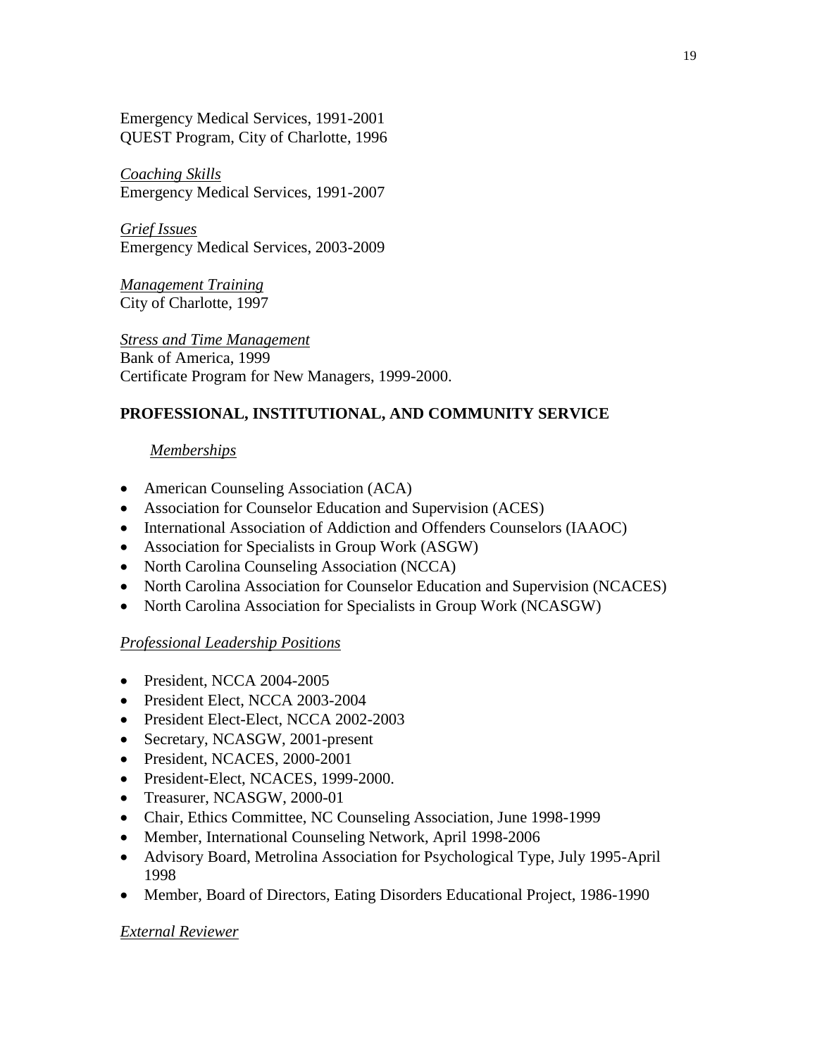Emergency Medical Services, 1991-2001
QUEST Program, City of Charlotte, 1996

*Coaching Skills*
Emergency Medical Services, 1991-2007

*Grief Issues*
Emergency Medical Services, 2003-2009

*Management Training*
City of Charlotte, 1997

*Stress and Time Management*
Bank of America, 1999
Certificate Program for New Managers, 1999-2000.

## PROFESSIONAL, INSTITUTIONAL, AND COMMUNITY SERVICE

*Memberships*

- American Counseling Association (ACA)
- Association for Counselor Education and Supervision (ACES)
- International Association of Addiction and Offenders Counselors (IAAOC)
- Association for Specialists in Group Work (ASGW)
- North Carolina Counseling Association (NCCA)
- North Carolina Association for Counselor Education and Supervision (NCACES)
- North Carolina Association for Specialists in Group Work (NCASGW)

*Professional Leadership Positions*

- President, NCCA 2004-2005
- President Elect, NCCA 2003-2004
- President Elect-Elect, NCCA 2002-2003
- Secretary, NCASGW, 2001-present
- President, NCACES, 2000-2001
- President-Elect, NCACES, 1999-2000.
- Treasurer, NCASGW, 2000-01
- Chair, Ethics Committee, NC Counseling Association, June 1998-1999
- Member, International Counseling Network, April 1998-2006
- Advisory Board, Metrolina Association for Psychological Type, July 1995-April 1998
- Member, Board of Directors, Eating Disorders Educational Project, 1986-1990

*External Reviewer*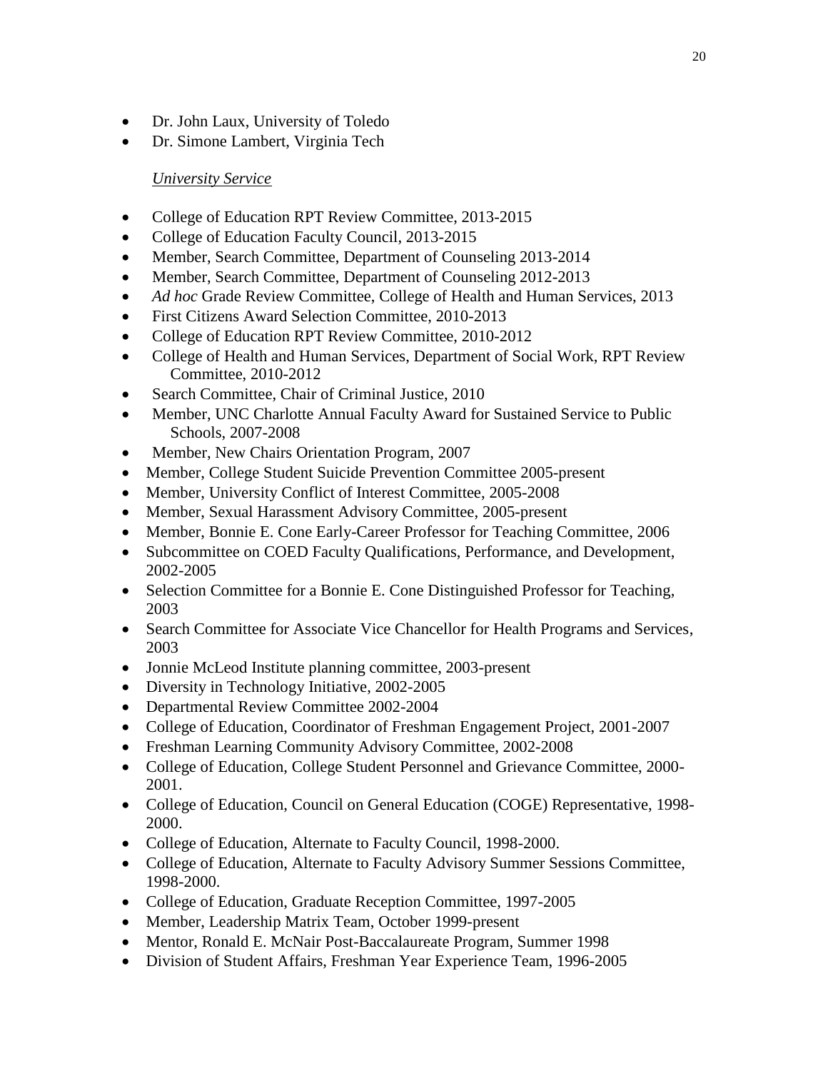- Dr. John Laux, University of Toledo
- Dr. Simone Lambert, Virginia Tech

*University Service*

- College of Education RPT Review Committee, 2013-2015
- College of Education Faculty Council, 2013-2015
- Member, Search Committee, Department of Counseling 2013-2014
- Member, Search Committee, Department of Counseling 2012-2013
- *Ad hoc* Grade Review Committee, College of Health and Human Services, 2013
- First Citizens Award Selection Committee, 2010-2013
- College of Education RPT Review Committee, 2010-2012
- College of Health and Human Services, Department of Social Work, RPT Review Committee, 2010-2012
- Search Committee, Chair of Criminal Justice, 2010
- Member, UNC Charlotte Annual Faculty Award for Sustained Service to Public Schools, 2007-2008
- Member, New Chairs Orientation Program, 2007
- Member, College Student Suicide Prevention Committee 2005-present
- Member, University Conflict of Interest Committee, 2005-2008
- Member, Sexual Harassment Advisory Committee, 2005-present
- Member, Bonnie E. Cone Early-Career Professor for Teaching Committee, 2006
- Subcommittee on COED Faculty Qualifications, Performance, and Development, 2002-2005
- Selection Committee for a Bonnie E. Cone Distinguished Professor for Teaching, 2003
- Search Committee for Associate Vice Chancellor for Health Programs and Services, 2003
- Jonnie McLeod Institute planning committee, 2003-present
- Diversity in Technology Initiative, 2002-2005
- Departmental Review Committee 2002-2004
- College of Education, Coordinator of Freshman Engagement Project, 2001-2007
- Freshman Learning Community Advisory Committee, 2002-2008
- College of Education, College Student Personnel and Grievance Committee, 2000-2001.
- College of Education, Council on General Education (COGE) Representative, 1998-2000.
- College of Education, Alternate to Faculty Council, 1998-2000.
- College of Education, Alternate to Faculty Advisory Summer Sessions Committee, 1998-2000.
- College of Education, Graduate Reception Committee, 1997-2005
- Member, Leadership Matrix Team, October 1999-present
- Mentor, Ronald E. McNair Post-Baccalaureate Program, Summer 1998
- Division of Student Affairs, Freshman Year Experience Team, 1996-2005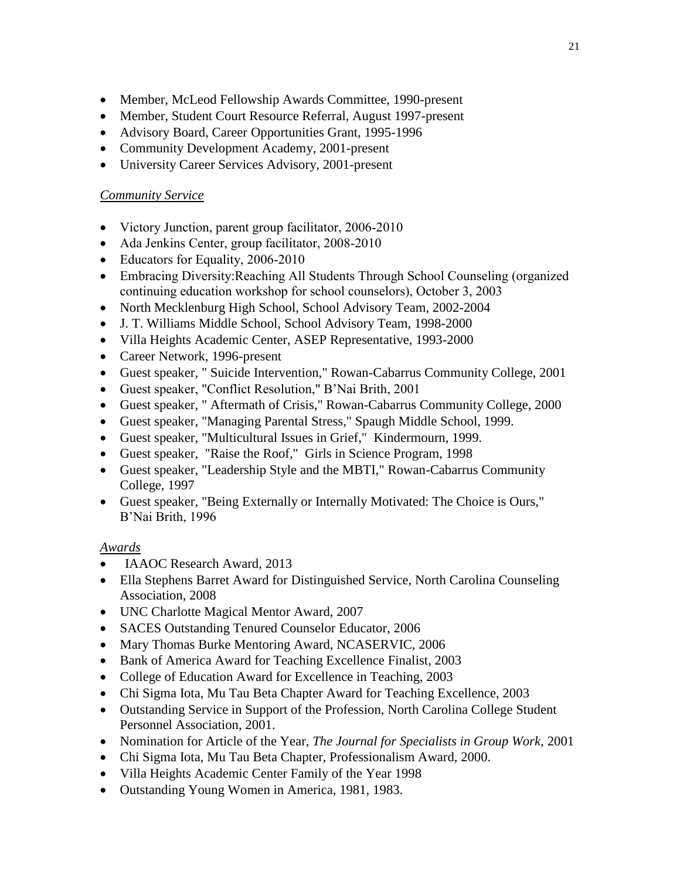- Member, McLeod Fellowship Awards Committee, 1990-present
- Member, Student Court Resource Referral, August 1997-present
- Advisory Board, Career Opportunities Grant, 1995-1996
- Community Development Academy, 2001-present
- University Career Services Advisory, 2001-present

*Community Service*

- Victory Junction, parent group facilitator, 2006-2010
- Ada Jenkins Center, group facilitator, 2008-2010
- Educators for Equality, 2006-2010
- Embracing Diversity:Reaching All Students Through School Counseling (organized continuing education workshop for school counselors), October 3, 2003
- North Mecklenburg High School, School Advisory Team, 2002-2004
- J. T. Williams Middle School, School Advisory Team, 1998-2000
- Villa Heights Academic Center, ASEP Representative, 1993-2000
- Career Network, 1996-present
- Guest speaker, " Suicide Intervention," Rowan-Cabarrus Community College, 2001
- Guest speaker, "Conflict Resolution," B'Nai Brith, 2001
- Guest speaker, " Aftermath of Crisis," Rowan-Cabarrus Community College, 2000
- Guest speaker, "Managing Parental Stress," Spaugh Middle School, 1999.
- Guest speaker, "Multicultural Issues in Grief," Kindermourn, 1999.
- Guest speaker, "Raise the Roof," Girls in Science Program, 1998
- Guest speaker, "Leadership Style and the MBTI," Rowan-Cabarrus Community College, 1997
- Guest speaker, "Being Externally or Internally Motivated: The Choice is Ours," B'Nai Brith, 1996

*Awards*

- IAAOC Research Award, 2013
- Ella Stephens Barret Award for Distinguished Service, North Carolina Counseling Association, 2008
- UNC Charlotte Magical Mentor Award, 2007
- SACES Outstanding Tenured Counselor Educator, 2006
- Mary Thomas Burke Mentoring Award, NCASERVIC, 2006
- Bank of America Award for Teaching Excellence Finalist, 2003
- College of Education Award for Excellence in Teaching, 2003
- Chi Sigma Iota, Mu Tau Beta Chapter Award for Teaching Excellence, 2003
- Outstanding Service in Support of the Profession, North Carolina College Student Personnel Association, 2001.
- Nomination for Article of the Year, *The Journal for Specialists in Group Work*, 2001
- Chi Sigma Iota, Mu Tau Beta Chapter, Professionalism Award, 2000.
- Villa Heights Academic Center Family of the Year 1998
- Outstanding Young Women in America, 1981, 1983.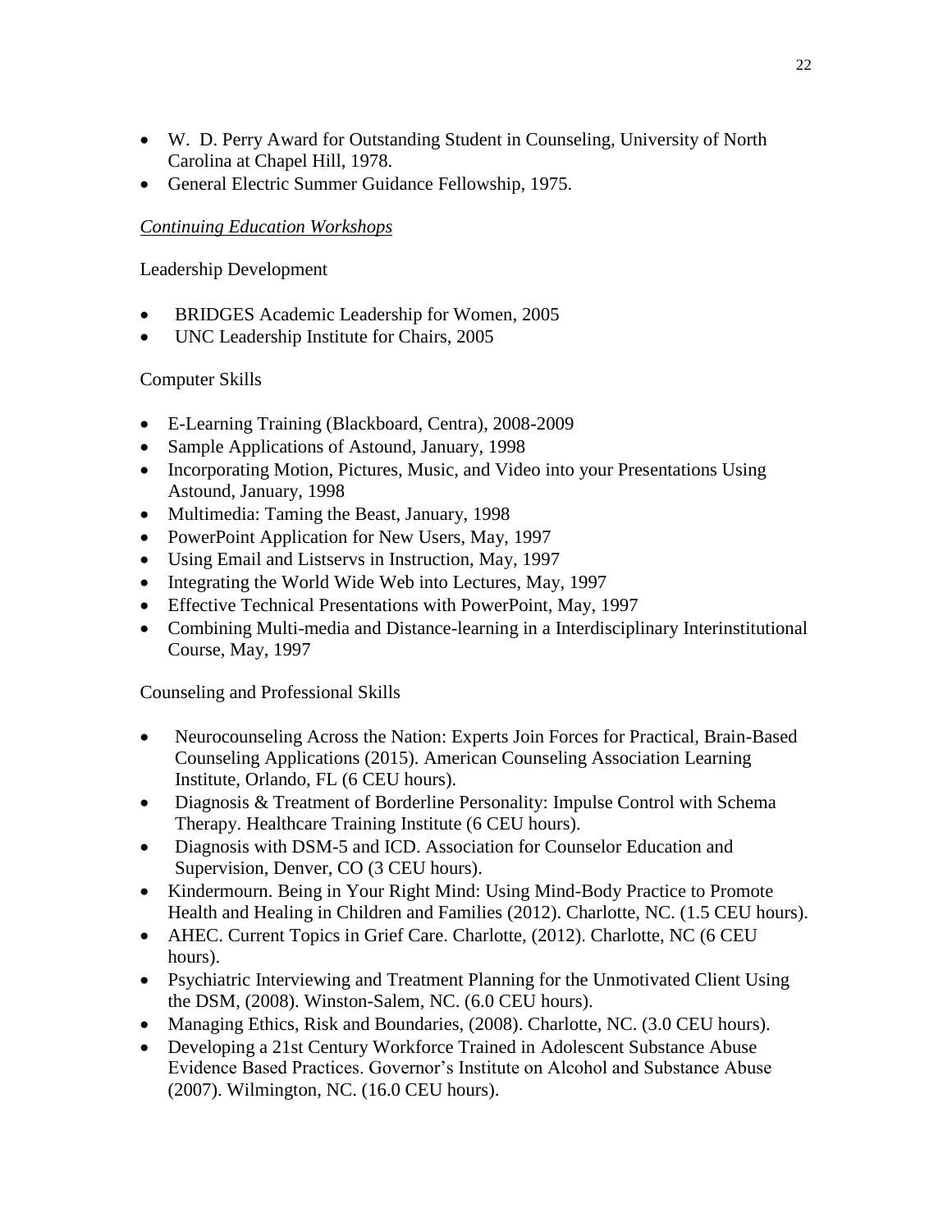- W. D. Perry Award for Outstanding Student in Counseling, University of North Carolina at Chapel Hill, 1978.
- General Electric Summer Guidance Fellowship, 1975.

*Continuing Education Workshops*

Leadership Development

- BRIDGES Academic Leadership for Women, 2005
- UNC Leadership Institute for Chairs, 2005

Computer Skills

- E-Learning Training (Blackboard, Centra), 2008-2009
- Sample Applications of Astound, January, 1998
- Incorporating Motion, Pictures, Music, and Video into your Presentations Using Astound, January, 1998
- Multimedia: Taming the Beast, January, 1998
- PowerPoint Application for New Users, May, 1997
- Using Email and Listservs in Instruction, May, 1997
- Integrating the World Wide Web into Lectures, May, 1997
- Effective Technical Presentations with PowerPoint, May, 1997
- Combining Multi-media and Distance-learning in a Interdisciplinary Interinstitutional Course, May, 1997

Counseling and Professional Skills

- Neurocounseling Across the Nation: Experts Join Forces for Practical, Brain-Based Counseling Applications (2015). American Counseling Association Learning Institute, Orlando, FL (6 CEU hours).
- Diagnosis & Treatment of Borderline Personality: Impulse Control with Schema Therapy. Healthcare Training Institute (6 CEU hours).
- Diagnosis with DSM-5 and ICD. Association for Counselor Education and Supervision, Denver, CO (3 CEU hours).
- Kindermourn. Being in Your Right Mind: Using Mind-Body Practice to Promote Health and Healing in Children and Families (2012). Charlotte, NC. (1.5 CEU hours).
- AHEC. Current Topics in Grief Care. Charlotte, (2012). Charlotte, NC (6 CEU hours).
- Psychiatric Interviewing and Treatment Planning for the Unmotivated Client Using the DSM, (2008). Winston-Salem, NC. (6.0 CEU hours).
- Managing Ethics, Risk and Boundaries, (2008). Charlotte, NC. (3.0 CEU hours).
- Developing a 21st Century Workforce Trained in Adolescent Substance Abuse Evidence Based Practices. Governor's Institute on Alcohol and Substance Abuse (2007). Wilmington, NC. (16.0 CEU hours).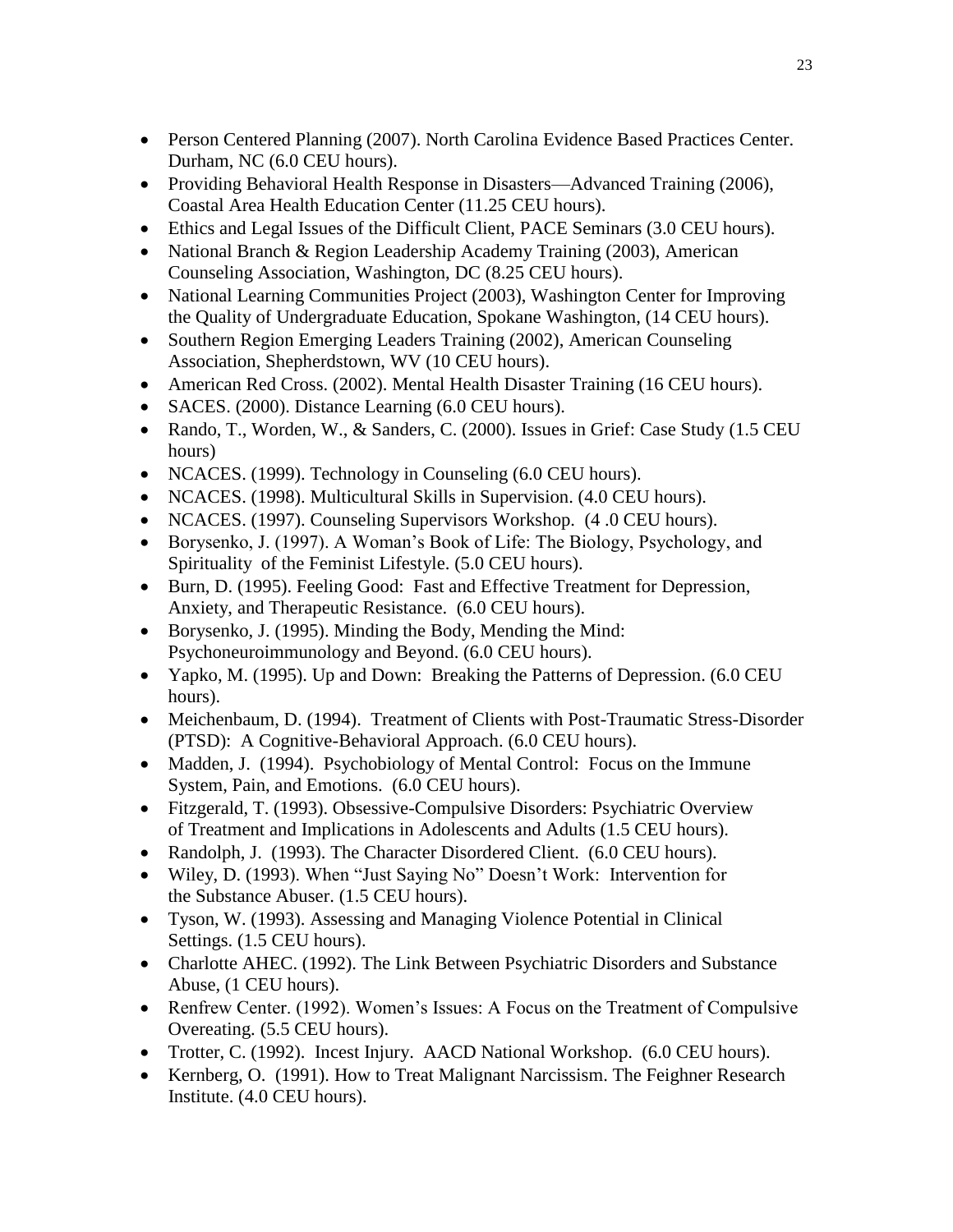- Person Centered Planning (2007). North Carolina Evidence Based Practices Center. Durham, NC (6.0 CEU hours).
- Providing Behavioral Health Response in Disasters—Advanced Training (2006), Coastal Area Health Education Center (11.25 CEU hours).
- Ethics and Legal Issues of the Difficult Client, PACE Seminars (3.0 CEU hours).
- National Branch & Region Leadership Academy Training (2003), American Counseling Association, Washington, DC (8.25 CEU hours).
- National Learning Communities Project (2003), Washington Center for Improving the Quality of Undergraduate Education, Spokane Washington, (14 CEU hours).
- Southern Region Emerging Leaders Training (2002), American Counseling Association, Shepherdstown, WV (10 CEU hours).
- American Red Cross. (2002). Mental Health Disaster Training (16 CEU hours).
- SACES. (2000). Distance Learning (6.0 CEU hours).
- Rando, T., Worden, W., & Sanders, C. (2000). Issues in Grief: Case Study (1.5 CEU hours)
- NCACES. (1999). Technology in Counseling (6.0 CEU hours).
- NCACES. (1998). Multicultural Skills in Supervision. (4.0 CEU hours).
- NCACES. (1997). Counseling Supervisors Workshop. (4 .0 CEU hours).
- Borysenko, J. (1997). A Woman's Book of Life: The Biology, Psychology, and Spirituality of the Feminist Lifestyle. (5.0 CEU hours).
- Burn, D. (1995). Feeling Good: Fast and Effective Treatment for Depression, Anxiety, and Therapeutic Resistance. (6.0 CEU hours).
- Borysenko, J. (1995). Minding the Body, Mending the Mind: Psychoneuroimmunology and Beyond. (6.0 CEU hours).
- Yapko, M. (1995). Up and Down: Breaking the Patterns of Depression. (6.0 CEU hours).
- Meichenbaum, D. (1994). Treatment of Clients with Post-Traumatic Stress-Disorder (PTSD): A Cognitive-Behavioral Approach. (6.0 CEU hours).
- Madden, J. (1994). Psychobiology of Mental Control: Focus on the Immune System, Pain, and Emotions. (6.0 CEU hours).
- Fitzgerald, T. (1993). Obsessive-Compulsive Disorders: Psychiatric Overview of Treatment and Implications in Adolescents and Adults (1.5 CEU hours).
- Randolph, J. (1993). The Character Disordered Client. (6.0 CEU hours).
- Wiley, D. (1993). When "Just Saying No" Doesn't Work: Intervention for the Substance Abuser. (1.5 CEU hours).
- Tyson, W. (1993). Assessing and Managing Violence Potential in Clinical Settings. (1.5 CEU hours).
- Charlotte AHEC. (1992). The Link Between Psychiatric Disorders and Substance Abuse, (1 CEU hours).
- Renfrew Center. (1992). Women's Issues: A Focus on the Treatment of Compulsive Overeating. (5.5 CEU hours).
- Trotter, C. (1992). Incest Injury. AACD National Workshop. (6.0 CEU hours).
- Kernberg, O. (1991). How to Treat Malignant Narcissism. The Feighner Research Institute. (4.0 CEU hours).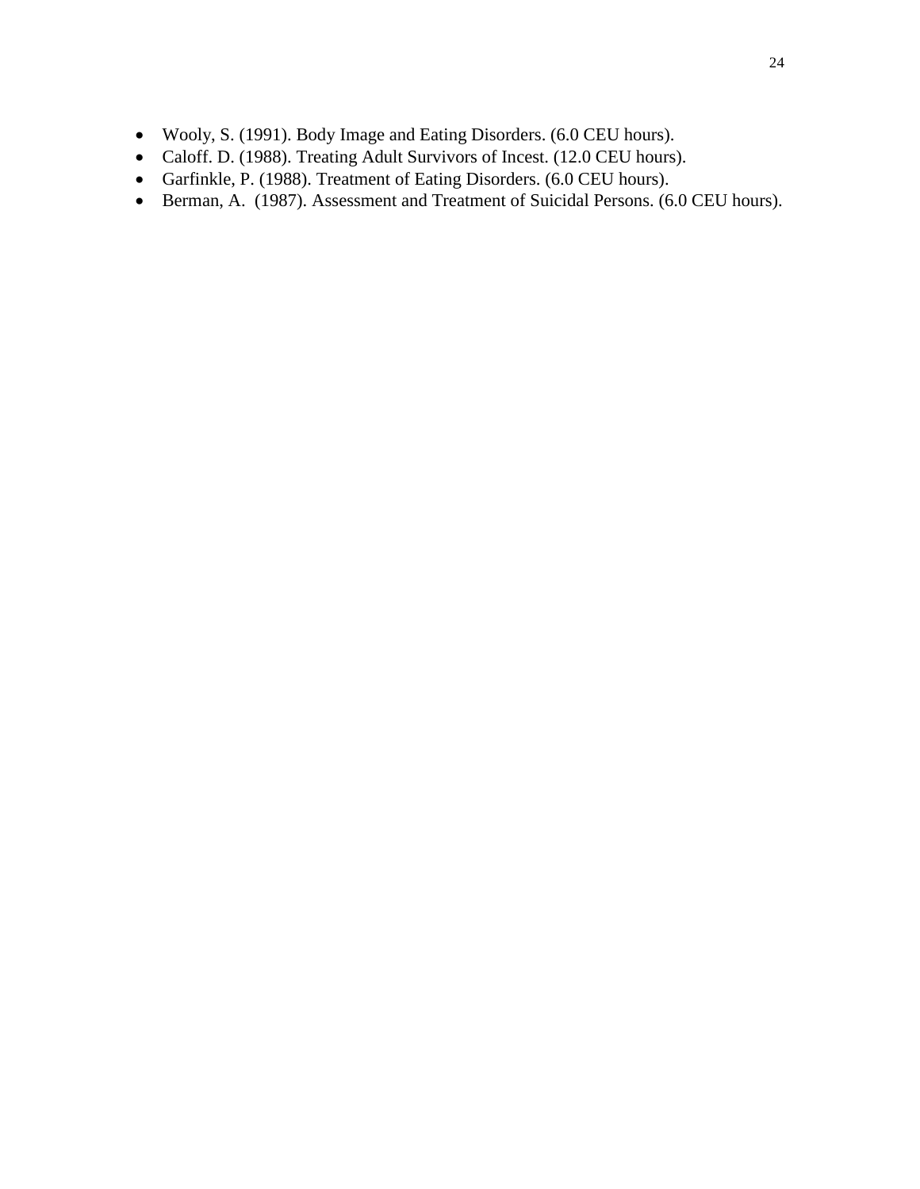- Wooly, S. (1991). Body Image and Eating Disorders. (6.0 CEU hours).
- Caloff. D. (1988). Treating Adult Survivors of Incest. (12.0 CEU hours).
- Garfinkle, P. (1988). Treatment of Eating Disorders. (6.0 CEU hours).
- Berman, A. (1987). Assessment and Treatment of Suicidal Persons. (6.0 CEU hours).